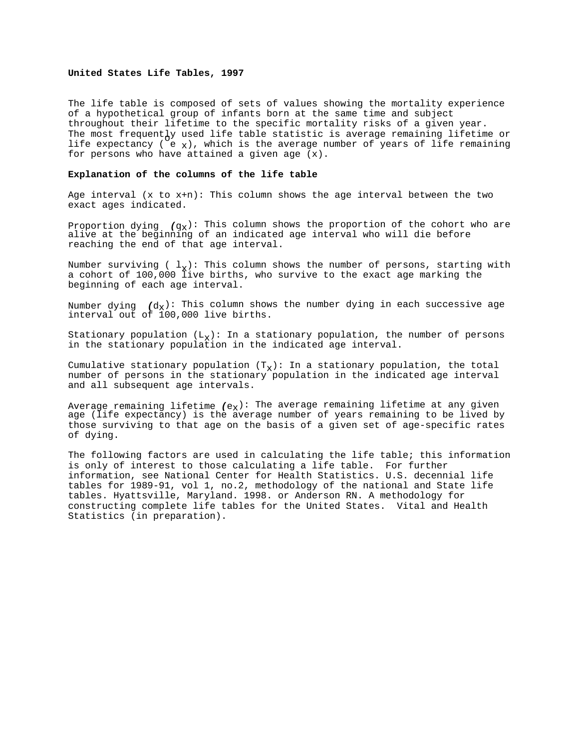**United States Life Tables, 1997**

The life table is composed of sets of values showing the mortality experience of a hypothetical group of infants born at the same time and subject throughout their lifetime to the specific mortality risks of a given year. The most frequently used life table statistic is average remaining lifetime or life expectancy ( $\overset{o}{e}_x$), which is the average number of years of life remaining for persons who have attained a given age (x).

**Explanation of the columns of the life table**

Age interval (x to x+n): This column shows the age interval between the two exact ages indicated.

Proportion dying ($q_x$): This column shows the proportion of the cohort who are alive at the beginning of an indicated age interval who will die before reaching the end of that age interval.

Number surviving ( $l_x$): This column shows the number of persons, starting with a cohort of 100,000 live births, who survive to the exact age marking the beginning of each age interval.

Number dying ($d_x$): This column shows the number dying in each successive age interval out of 100,000 live births.

Stationary population ($L_x$): In a stationary population, the number of persons in the stationary population in the indicated age interval.

Cumulative stationary population ($T_x$): In a stationary population, the total number of persons in the stationary population in the indicated age interval and all subsequent age intervals.

Average remaining lifetime ($e_x$): The average remaining lifetime at any given age (life expectancy) is the average number of years remaining to be lived by those surviving to that age on the basis of a given set of age-specific rates of dying.

The following factors are used in calculating the life table; this information is only of interest to those calculating a life table. For further information, see National Center for Health Statistics. U.S. decennial life tables for 1989-91, vol 1, no.2, methodology of the national and State life tables. Hyattsville, Maryland. 1998. or Anderson RN. A methodology for constructing complete life tables for the United States. Vital and Health Statistics (in preparation).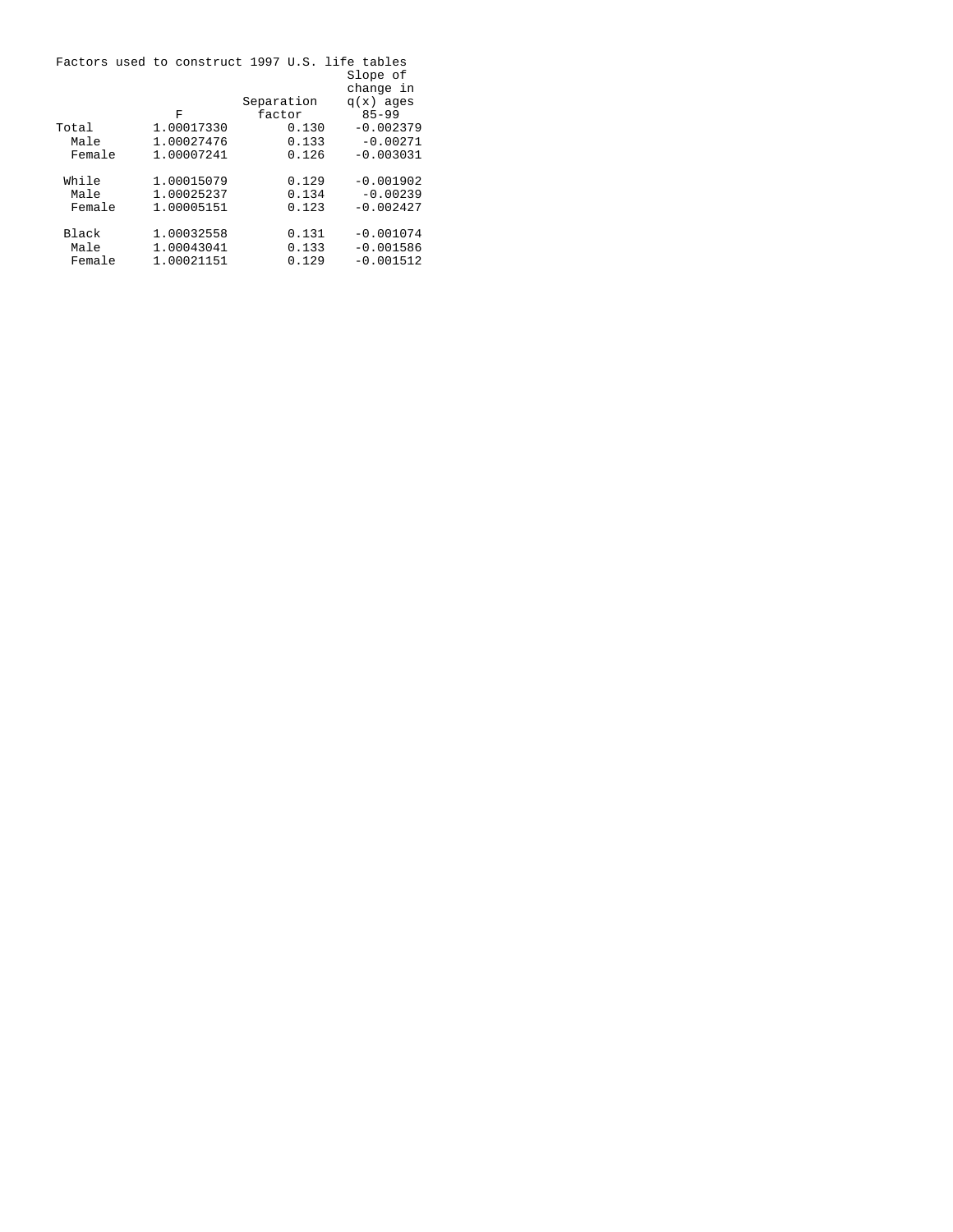Factors used to construct 1997 U.S. life tables

| | F | Separation factor | Slope of change in q(x) ages 85-99 |
|---|---|---|---|
| Total | 1.00017330 | 0.130 | -0.002379 |
| Male | 1.00027476 | 0.133 | -0.00271 |
| Female | 1.00007241 | 0.126 | -0.003031 |
| While | 1.00015079 | 0.129 | -0.001902 |
| Male | 1.00025237 | 0.134 | -0.00239 |
| Female | 1.00005151 | 0.123 | -0.002427 |
| Black | 1.00032558 | 0.131 | -0.001074 |
| Male | 1.00043041 | 0.133 | -0.001586 |
| Female | 1.00021151 | 0.129 | -0.001512 |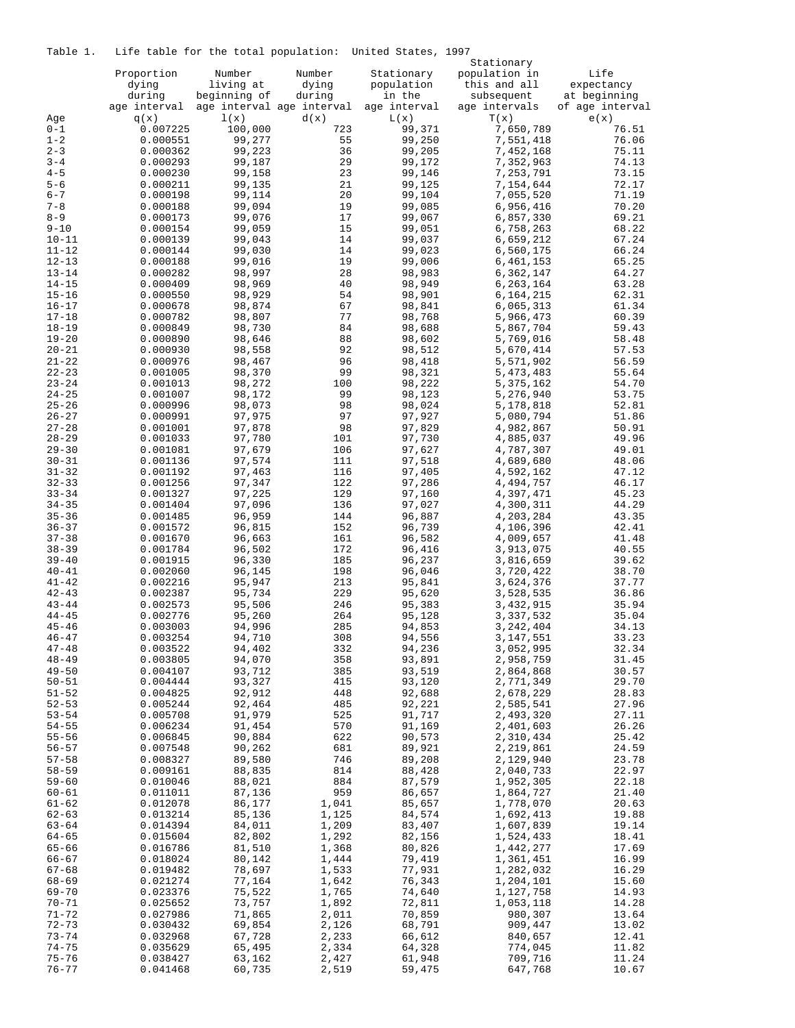Table 1. Life table for the total population: United States, 1997

| Age | Proportion dying during age interval q(x) | Number living at beginning of age interval l(x) | Number dying during age interval d(x) | Stationary population in the age interval L(x) | Stationary population in this and all subsequent age intervals T(x) | Life expectancy at beginning of age interval e(x) |
|---|---|---|---|---|---|---|
| 0-1 | 0.007225 | 100,000 | 723 | 99,371 | 7,650,789 | 76.51 |
| 1-2 | 0.000551 | 99,277 | 55 | 99,250 | 7,551,418 | 76.06 |
| 2-3 | 0.000362 | 99,223 | 36 | 99,205 | 7,452,168 | 75.11 |
| 3-4 | 0.000293 | 99,187 | 29 | 99,172 | 7,352,963 | 74.13 |
| 4-5 | 0.000230 | 99,158 | 23 | 99,146 | 7,253,791 | 73.15 |
| 5-6 | 0.000211 | 99,135 | 21 | 99,125 | 7,154,644 | 72.17 |
| 6-7 | 0.000198 | 99,114 | 20 | 99,104 | 7,055,520 | 71.19 |
| 7-8 | 0.000188 | 99,094 | 19 | 99,085 | 6,956,416 | 70.20 |
| 8-9 | 0.000173 | 99,076 | 17 | 99,067 | 6,857,330 | 69.21 |
| 9-10 | 0.000154 | 99,059 | 15 | 99,051 | 6,758,263 | 68.22 |
| 10-11 | 0.000139 | 99,043 | 14 | 99,037 | 6,659,212 | 67.24 |
| 11-12 | 0.000144 | 99,030 | 14 | 99,023 | 6,560,175 | 66.24 |
| 12-13 | 0.000188 | 99,016 | 19 | 99,006 | 6,461,153 | 65.25 |
| 13-14 | 0.000282 | 98,997 | 28 | 98,983 | 6,362,147 | 64.27 |
| 14-15 | 0.000409 | 98,969 | 40 | 98,949 | 6,263,164 | 63.28 |
| 15-16 | 0.000550 | 98,929 | 54 | 98,901 | 6,164,215 | 62.31 |
| 16-17 | 0.000678 | 98,874 | 67 | 98,841 | 6,065,313 | 61.34 |
| 17-18 | 0.000782 | 98,807 | 77 | 98,768 | 5,966,473 | 60.39 |
| 18-19 | 0.000849 | 98,730 | 84 | 98,688 | 5,867,704 | 59.43 |
| 19-20 | 0.000890 | 98,646 | 88 | 98,602 | 5,769,016 | 58.48 |
| 20-21 | 0.000930 | 98,558 | 92 | 98,512 | 5,670,414 | 57.53 |
| 21-22 | 0.000976 | 98,467 | 96 | 98,418 | 5,571,902 | 56.59 |
| 22-23 | 0.001005 | 98,370 | 99 | 98,321 | 5,473,483 | 55.64 |
| 23-24 | 0.001013 | 98,272 | 100 | 98,222 | 5,375,162 | 54.70 |
| 24-25 | 0.001007 | 98,172 | 99 | 98,123 | 5,276,940 | 53.75 |
| 25-26 | 0.000996 | 98,073 | 98 | 98,024 | 5,178,818 | 52.81 |
| 26-27 | 0.000991 | 97,975 | 97 | 97,927 | 5,080,794 | 51.86 |
| 27-28 | 0.001001 | 97,878 | 98 | 97,829 | 4,982,867 | 50.91 |
| 28-29 | 0.001033 | 97,780 | 101 | 97,730 | 4,885,037 | 49.96 |
| 29-30 | 0.001081 | 97,679 | 106 | 97,627 | 4,787,307 | 49.01 |
| 30-31 | 0.001136 | 97,574 | 111 | 97,518 | 4,689,680 | 48.06 |
| 31-32 | 0.001192 | 97,463 | 116 | 97,405 | 4,592,162 | 47.12 |
| 32-33 | 0.001256 | 97,347 | 122 | 97,286 | 4,494,757 | 46.17 |
| 33-34 | 0.001327 | 97,225 | 129 | 97,160 | 4,397,471 | 45.23 |
| 34-35 | 0.001404 | 97,096 | 136 | 97,027 | 4,300,311 | 44.29 |
| 35-36 | 0.001485 | 96,959 | 144 | 96,887 | 4,203,284 | 43.35 |
| 36-37 | 0.001572 | 96,815 | 152 | 96,739 | 4,106,396 | 42.41 |
| 37-38 | 0.001670 | 96,663 | 161 | 96,582 | 4,009,657 | 41.48 |
| 38-39 | 0.001784 | 96,502 | 172 | 96,416 | 3,913,075 | 40.55 |
| 39-40 | 0.001915 | 96,330 | 185 | 96,237 | 3,816,659 | 39.62 |
| 40-41 | 0.002060 | 96,145 | 198 | 96,046 | 3,720,422 | 38.70 |
| 41-42 | 0.002216 | 95,947 | 213 | 95,841 | 3,624,376 | 37.77 |
| 42-43 | 0.002387 | 95,734 | 229 | 95,620 | 3,528,535 | 36.86 |
| 43-44 | 0.002573 | 95,506 | 246 | 95,383 | 3,432,915 | 35.94 |
| 44-45 | 0.002776 | 95,260 | 264 | 95,128 | 3,337,532 | 35.04 |
| 45-46 | 0.003003 | 94,996 | 285 | 94,853 | 3,242,404 | 34.13 |
| 46-47 | 0.003254 | 94,710 | 308 | 94,556 | 3,147,551 | 33.23 |
| 47-48 | 0.003522 | 94,402 | 332 | 94,236 | 3,052,995 | 32.34 |
| 48-49 | 0.003805 | 94,070 | 358 | 93,891 | 2,958,759 | 31.45 |
| 49-50 | 0.004107 | 93,712 | 385 | 93,519 | 2,864,868 | 30.57 |
| 50-51 | 0.004444 | 93,327 | 415 | 93,120 | 2,771,349 | 29.70 |
| 51-52 | 0.004825 | 92,912 | 448 | 92,688 | 2,678,229 | 28.83 |
| 52-53 | 0.005244 | 92,464 | 485 | 92,221 | 2,585,541 | 27.96 |
| 53-54 | 0.005708 | 91,979 | 525 | 91,717 | 2,493,320 | 27.11 |
| 54-55 | 0.006234 | 91,454 | 570 | 91,169 | 2,401,603 | 26.26 |
| 55-56 | 0.006845 | 90,884 | 622 | 90,573 | 2,310,434 | 25.42 |
| 56-57 | 0.007548 | 90,262 | 681 | 89,921 | 2,219,861 | 24.59 |
| 57-58 | 0.008327 | 89,580 | 746 | 89,208 | 2,129,940 | 23.78 |
| 58-59 | 0.009161 | 88,835 | 814 | 88,428 | 2,040,733 | 22.97 |
| 59-60 | 0.010046 | 88,021 | 884 | 87,579 | 1,952,305 | 22.18 |
| 60-61 | 0.011011 | 87,136 | 959 | 86,657 | 1,864,727 | 21.40 |
| 61-62 | 0.012078 | 86,177 | 1,041 | 85,657 | 1,778,070 | 20.63 |
| 62-63 | 0.013214 | 85,136 | 1,125 | 84,574 | 1,692,413 | 19.88 |
| 63-64 | 0.014394 | 84,011 | 1,209 | 83,407 | 1,607,839 | 19.14 |
| 64-65 | 0.015604 | 82,802 | 1,292 | 82,156 | 1,524,433 | 18.41 |
| 65-66 | 0.016786 | 81,510 | 1,368 | 80,826 | 1,442,277 | 17.69 |
| 66-67 | 0.018024 | 80,142 | 1,444 | 79,419 | 1,361,451 | 16.99 |
| 67-68 | 0.019482 | 78,697 | 1,533 | 77,931 | 1,282,032 | 16.29 |
| 68-69 | 0.021274 | 77,164 | 1,642 | 76,343 | 1,204,101 | 15.60 |
| 69-70 | 0.023376 | 75,522 | 1,765 | 74,640 | 1,127,758 | 14.93 |
| 70-71 | 0.025652 | 73,757 | 1,892 | 72,811 | 1,053,118 | 14.28 |
| 71-72 | 0.027986 | 71,865 | 2,011 | 70,859 | 980,307 | 13.64 |
| 72-73 | 0.030432 | 69,854 | 2,126 | 68,791 | 909,447 | 13.02 |
| 73-74 | 0.032968 | 67,728 | 2,233 | 66,612 | 840,657 | 12.41 |
| 74-75 | 0.035629 | 65,495 | 2,334 | 64,328 | 774,045 | 11.82 |
| 75-76 | 0.038427 | 63,162 | 2,427 | 61,948 | 709,716 | 11.24 |
| 76-77 | 0.041468 | 60,735 | 2,519 | 59,475 | 647,768 | 10.67 |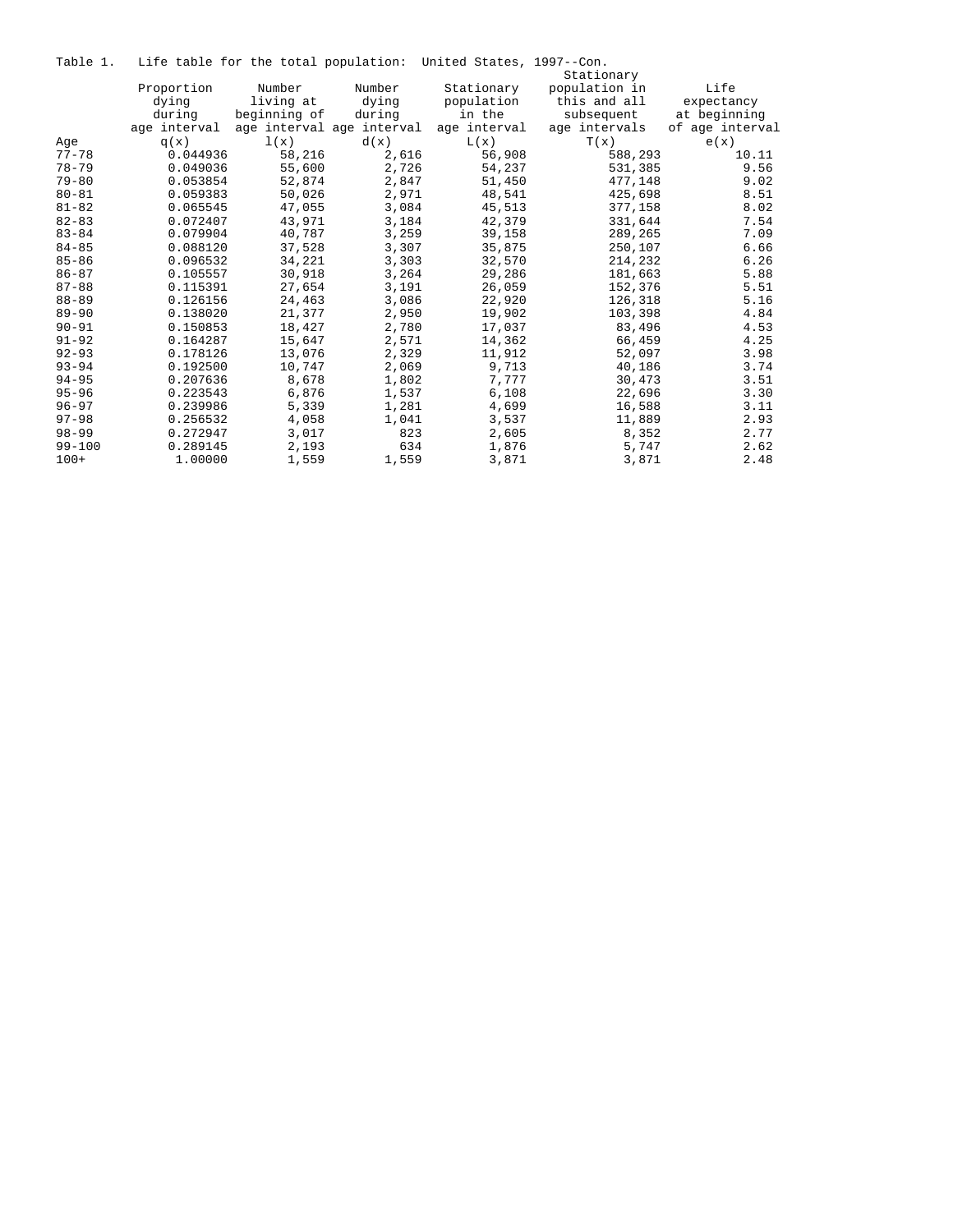Table 1. Life table for the total population: United States, 1997--Con.

| Age | Proportion dying during age interval q(x) | Number living at beginning of age interval l(x) | Number dying during age interval d(x) | Stationary population in the age interval L(x) | Stationary population in this and all subsequent age intervals T(x) | Life expectancy at beginning of age interval e(x) |
|---|---|---|---|---|---|---|
| 77-78 | 0.044936 | 58,216 | 2,616 | 56,908 | 588,293 | 10.11 |
| 78-79 | 0.049036 | 55,600 | 2,726 | 54,237 | 531,385 | 9.56 |
| 79-80 | 0.053854 | 52,874 | 2,847 | 51,450 | 477,148 | 9.02 |
| 80-81 | 0.059383 | 50,026 | 2,971 | 48,541 | 425,698 | 8.51 |
| 81-82 | 0.065545 | 47,055 | 3,084 | 45,513 | 377,158 | 8.02 |
| 82-83 | 0.072407 | 43,971 | 3,184 | 42,379 | 331,644 | 7.54 |
| 83-84 | 0.079904 | 40,787 | 3,259 | 39,158 | 289,265 | 7.09 |
| 84-85 | 0.088120 | 37,528 | 3,307 | 35,875 | 250,107 | 6.66 |
| 85-86 | 0.096532 | 34,221 | 3,303 | 32,570 | 214,232 | 6.26 |
| 86-87 | 0.105557 | 30,918 | 3,264 | 29,286 | 181,663 | 5.88 |
| 87-88 | 0.115391 | 27,654 | 3,191 | 26,059 | 152,376 | 5.51 |
| 88-89 | 0.126156 | 24,463 | 3,086 | 22,920 | 126,318 | 5.16 |
| 89-90 | 0.138020 | 21,377 | 2,950 | 19,902 | 103,398 | 4.84 |
| 90-91 | 0.150853 | 18,427 | 2,780 | 17,037 | 83,496 | 4.53 |
| 91-92 | 0.164287 | 15,647 | 2,571 | 14,362 | 66,459 | 4.25 |
| 92-93 | 0.178126 | 13,076 | 2,329 | 11,912 | 52,097 | 3.98 |
| 93-94 | 0.192500 | 10,747 | 2,069 | 9,713 | 40,186 | 3.74 |
| 94-95 | 0.207636 | 8,678 | 1,802 | 7,777 | 30,473 | 3.51 |
| 95-96 | 0.223543 | 6,876 | 1,537 | 6,108 | 22,696 | 3.30 |
| 96-97 | 0.239986 | 5,339 | 1,281 | 4,699 | 16,588 | 3.11 |
| 97-98 | 0.256532 | 4,058 | 1,041 | 3,537 | 11,889 | 2.93 |
| 98-99 | 0.272947 | 3,017 | 823 | 2,605 | 8,352 | 2.77 |
| 99-100 | 0.289145 | 2,193 | 634 | 1,876 | 5,747 | 2.62 |
| 100+ | 1.00000 | 1,559 | 1,559 | 3,871 | 3,871 | 2.48 |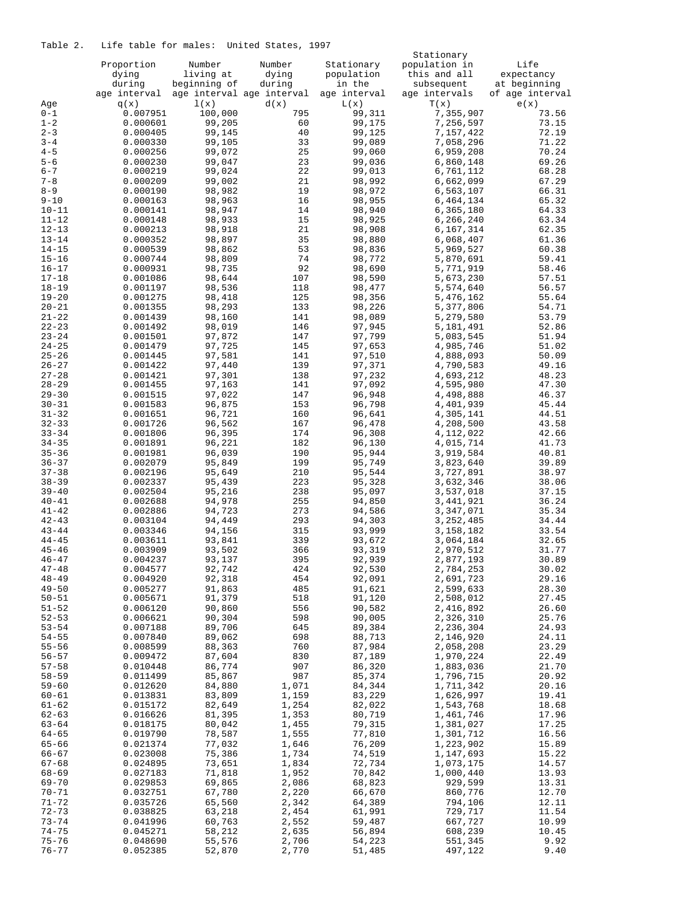Table 2. Life table for males: United States, 1997

| Age | Proportion dying during age interval q(x) | Number living at beginning of age interval l(x) | Number dying during age interval d(x) | Stationary population in the age interval L(x) | Stationary population in this and all subsequent age intervals T(x) | Life expectancy at beginning of age interval e(x) |
|---|---|---|---|---|---|---|
| 0-1 | 0.007951 | 100,000 | 795 | 99,311 | 7,355,907 | 73.56 |
| 1-2 | 0.000601 | 99,205 | 60 | 99,175 | 7,256,597 | 73.15 |
| 2-3 | 0.000405 | 99,145 | 40 | 99,125 | 7,157,422 | 72.19 |
| 3-4 | 0.000330 | 99,105 | 33 | 99,089 | 7,058,296 | 71.22 |
| 4-5 | 0.000256 | 99,072 | 25 | 99,060 | 6,959,208 | 70.24 |
| 5-6 | 0.000230 | 99,047 | 23 | 99,036 | 6,860,148 | 69.26 |
| 6-7 | 0.000219 | 99,024 | 22 | 99,013 | 6,761,112 | 68.28 |
| 7-8 | 0.000209 | 99,002 | 21 | 98,992 | 6,662,099 | 67.29 |
| 8-9 | 0.000190 | 98,982 | 19 | 98,972 | 6,563,107 | 66.31 |
| 9-10 | 0.000163 | 98,963 | 16 | 98,955 | 6,464,134 | 65.32 |
| 10-11 | 0.000141 | 98,947 | 14 | 98,940 | 6,365,180 | 64.33 |
| 11-12 | 0.000148 | 98,933 | 15 | 98,925 | 6,266,240 | 63.34 |
| 12-13 | 0.000213 | 98,918 | 21 | 98,908 | 6,167,314 | 62.35 |
| 13-14 | 0.000352 | 98,897 | 35 | 98,880 | 6,068,407 | 61.36 |
| 14-15 | 0.000539 | 98,862 | 53 | 98,836 | 5,969,527 | 60.38 |
| 15-16 | 0.000744 | 98,809 | 74 | 98,772 | 5,870,691 | 59.41 |
| 16-17 | 0.000931 | 98,735 | 92 | 98,690 | 5,771,919 | 58.46 |
| 17-18 | 0.001086 | 98,644 | 107 | 98,590 | 5,673,230 | 57.51 |
| 18-19 | 0.001197 | 98,536 | 118 | 98,477 | 5,574,640 | 56.57 |
| 19-20 | 0.001275 | 98,418 | 125 | 98,356 | 5,476,162 | 55.64 |
| 20-21 | 0.001355 | 98,293 | 133 | 98,226 | 5,377,806 | 54.71 |
| 21-22 | 0.001439 | 98,160 | 141 | 98,089 | 5,279,580 | 53.79 |
| 22-23 | 0.001492 | 98,019 | 146 | 97,945 | 5,181,491 | 52.86 |
| 23-24 | 0.001501 | 97,872 | 147 | 97,799 | 5,083,545 | 51.94 |
| 24-25 | 0.001479 | 97,725 | 145 | 97,653 | 4,985,746 | 51.02 |
| 25-26 | 0.001445 | 97,581 | 141 | 97,510 | 4,888,093 | 50.09 |
| 26-27 | 0.001422 | 97,440 | 139 | 97,371 | 4,790,583 | 49.16 |
| 27-28 | 0.001421 | 97,301 | 138 | 97,232 | 4,693,212 | 48.23 |
| 28-29 | 0.001455 | 97,163 | 141 | 97,092 | 4,595,980 | 47.30 |
| 29-30 | 0.001515 | 97,022 | 147 | 96,948 | 4,498,888 | 46.37 |
| 30-31 | 0.001583 | 96,875 | 153 | 96,798 | 4,401,939 | 45.44 |
| 31-32 | 0.001651 | 96,721 | 160 | 96,641 | 4,305,141 | 44.51 |
| 32-33 | 0.001726 | 96,562 | 167 | 96,478 | 4,208,500 | 43.58 |
| 33-34 | 0.001806 | 96,395 | 174 | 96,308 | 4,112,022 | 42.66 |
| 34-35 | 0.001891 | 96,221 | 182 | 96,130 | 4,015,714 | 41.73 |
| 35-36 | 0.001981 | 96,039 | 190 | 95,944 | 3,919,584 | 40.81 |
| 36-37 | 0.002079 | 95,849 | 199 | 95,749 | 3,823,640 | 39.89 |
| 37-38 | 0.002196 | 95,649 | 210 | 95,544 | 3,727,891 | 38.97 |
| 38-39 | 0.002337 | 95,439 | 223 | 95,328 | 3,632,346 | 38.06 |
| 39-40 | 0.002504 | 95,216 | 238 | 95,097 | 3,537,018 | 37.15 |
| 40-41 | 0.002688 | 94,978 | 255 | 94,850 | 3,441,921 | 36.24 |
| 41-42 | 0.002886 | 94,723 | 273 | 94,586 | 3,347,071 | 35.34 |
| 42-43 | 0.003104 | 94,449 | 293 | 94,303 | 3,252,485 | 34.44 |
| 43-44 | 0.003346 | 94,156 | 315 | 93,999 | 3,158,182 | 33.54 |
| 44-45 | 0.003611 | 93,841 | 339 | 93,672 | 3,064,184 | 32.65 |
| 45-46 | 0.003909 | 93,502 | 366 | 93,319 | 2,970,512 | 31.77 |
| 46-47 | 0.004237 | 93,137 | 395 | 92,939 | 2,877,193 | 30.89 |
| 47-48 | 0.004577 | 92,742 | 424 | 92,530 | 2,784,253 | 30.02 |
| 48-49 | 0.004920 | 92,318 | 454 | 92,091 | 2,691,723 | 29.16 |
| 49-50 | 0.005277 | 91,863 | 485 | 91,621 | 2,599,633 | 28.30 |
| 50-51 | 0.005671 | 91,379 | 518 | 91,120 | 2,508,012 | 27.45 |
| 51-52 | 0.006120 | 90,860 | 556 | 90,582 | 2,416,892 | 26.60 |
| 52-53 | 0.006621 | 90,304 | 598 | 90,005 | 2,326,310 | 25.76 |
| 53-54 | 0.007188 | 89,706 | 645 | 89,384 | 2,236,304 | 24.93 |
| 54-55 | 0.007840 | 89,062 | 698 | 88,713 | 2,146,920 | 24.11 |
| 55-56 | 0.008599 | 88,363 | 760 | 87,984 | 2,058,208 | 23.29 |
| 56-57 | 0.009472 | 87,604 | 830 | 87,189 | 1,970,224 | 22.49 |
| 57-58 | 0.010448 | 86,774 | 907 | 86,320 | 1,883,036 | 21.70 |
| 58-59 | 0.011499 | 85,867 | 987 | 85,374 | 1,796,715 | 20.92 |
| 59-60 | 0.012620 | 84,880 | 1,071 | 84,344 | 1,711,342 | 20.16 |
| 60-61 | 0.013831 | 83,809 | 1,159 | 83,229 | 1,626,997 | 19.41 |
| 61-62 | 0.015172 | 82,649 | 1,254 | 82,022 | 1,543,768 | 18.68 |
| 62-63 | 0.016626 | 81,395 | 1,353 | 80,719 | 1,461,746 | 17.96 |
| 63-64 | 0.018175 | 80,042 | 1,455 | 79,315 | 1,381,027 | 17.25 |
| 64-65 | 0.019790 | 78,587 | 1,555 | 77,810 | 1,301,712 | 16.56 |
| 65-66 | 0.021374 | 77,032 | 1,646 | 76,209 | 1,223,902 | 15.89 |
| 66-67 | 0.023008 | 75,386 | 1,734 | 74,519 | 1,147,693 | 15.22 |
| 67-68 | 0.024895 | 73,651 | 1,834 | 72,734 | 1,073,175 | 14.57 |
| 68-69 | 0.027183 | 71,818 | 1,952 | 70,842 | 1,000,440 | 13.93 |
| 69-70 | 0.029853 | 69,865 | 2,086 | 68,823 | 929,599 | 13.31 |
| 70-71 | 0.032751 | 67,780 | 2,220 | 66,670 | 860,776 | 12.70 |
| 71-72 | 0.035726 | 65,560 | 2,342 | 64,389 | 794,106 | 12.11 |
| 72-73 | 0.038825 | 63,218 | 2,454 | 61,991 | 729,717 | 11.54 |
| 73-74 | 0.041996 | 60,763 | 2,552 | 59,487 | 667,727 | 10.99 |
| 74-75 | 0.045271 | 58,212 | 2,635 | 56,894 | 608,239 | 10.45 |
| 75-76 | 0.048690 | 55,576 | 2,706 | 54,223 | 551,345 | 9.92 |
| 76-77 | 0.052385 | 52,870 | 2,770 | 51,485 | 497,122 | 9.40 |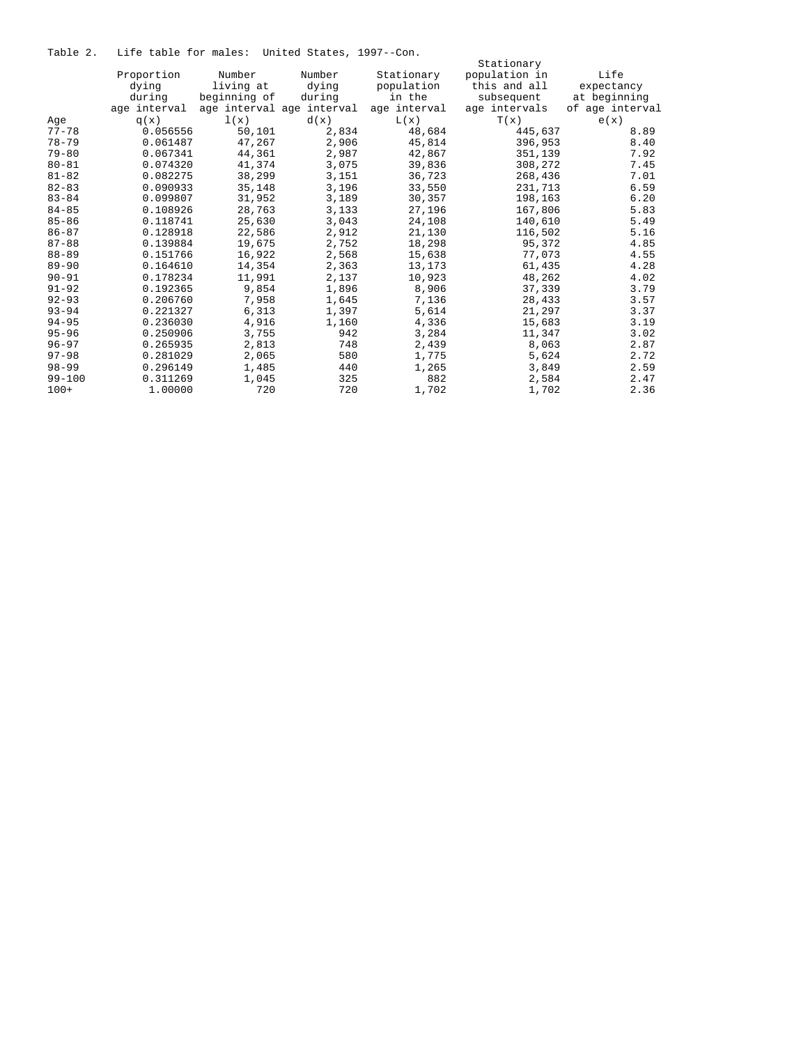Table 2. Life table for males: United States, 1997--Con.

| Age | Proportion dying during age interval q(x) | Number living at beginning of age interval l(x) | Number dying during age interval d(x) | Stationary population in the age interval L(x) | Stationary population in this and all subsequent age intervals T(x) | Life expectancy at beginning of age interval e(x) |
|---|---|---|---|---|---|---|
| 77-78 | 0.056556 | 50,101 | 2,834 | 48,684 | 445,637 | 8.89 |
| 78-79 | 0.061487 | 47,267 | 2,906 | 45,814 | 396,953 | 8.40 |
| 79-80 | 0.067341 | 44,361 | 2,987 | 42,867 | 351,139 | 7.92 |
| 80-81 | 0.074320 | 41,374 | 3,075 | 39,836 | 308,272 | 7.45 |
| 81-82 | 0.082275 | 38,299 | 3,151 | 36,723 | 268,436 | 7.01 |
| 82-83 | 0.090933 | 35,148 | 3,196 | 33,550 | 231,713 | 6.59 |
| 83-84 | 0.099807 | 31,952 | 3,189 | 30,357 | 198,163 | 6.20 |
| 84-85 | 0.108926 | 28,763 | 3,133 | 27,196 | 167,806 | 5.83 |
| 85-86 | 0.118741 | 25,630 | 3,043 | 24,108 | 140,610 | 5.49 |
| 86-87 | 0.128918 | 22,586 | 2,912 | 21,130 | 116,502 | 5.16 |
| 87-88 | 0.139884 | 19,675 | 2,752 | 18,298 | 95,372 | 4.85 |
| 88-89 | 0.151766 | 16,922 | 2,568 | 15,638 | 77,073 | 4.55 |
| 89-90 | 0.164610 | 14,354 | 2,363 | 13,173 | 61,435 | 4.28 |
| 90-91 | 0.178234 | 11,991 | 2,137 | 10,923 | 48,262 | 4.02 |
| 91-92 | 0.192365 | 9,854 | 1,896 | 8,906 | 37,339 | 3.79 |
| 92-93 | 0.206760 | 7,958 | 1,645 | 7,136 | 28,433 | 3.57 |
| 93-94 | 0.221327 | 6,313 | 1,397 | 5,614 | 21,297 | 3.37 |
| 94-95 | 0.236030 | 4,916 | 1,160 | 4,336 | 15,683 | 3.19 |
| 95-96 | 0.250906 | 3,755 | 942 | 3,284 | 11,347 | 3.02 |
| 96-97 | 0.265935 | 2,813 | 748 | 2,439 | 8,063 | 2.87 |
| 97-98 | 0.281029 | 2,065 | 580 | 1,775 | 5,624 | 2.72 |
| 98-99 | 0.296149 | 1,485 | 440 | 1,265 | 3,849 | 2.59 |
| 99-100 | 0.311269 | 1,045 | 325 | 882 | 2,584 | 2.47 |
| 100+ | 1.00000 | 720 | 720 | 1,702 | 1,702 | 2.36 |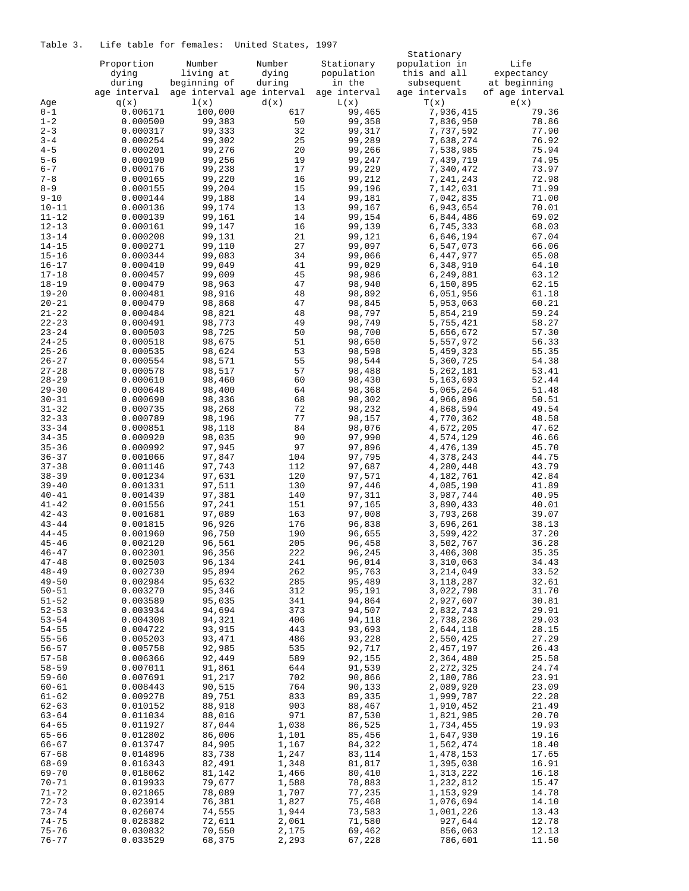Table 3. Life table for females: United States, 1997

| Age | Proportion dying during age interval q(x) | Number living at beginning of age interval l(x) | Number dying during age interval d(x) | Stationary population in the age interval L(x) | Stationary population in this and all subsequent age intervals T(x) | Life expectancy at beginning of age interval e(x) |
|---|---|---|---|---|---|---|
| 0-1 | 0.006171 | 100,000 | 617 | 99,465 | 7,936,415 | 79.36 |
| 1-2 | 0.000500 | 99,383 | 50 | 99,358 | 7,836,950 | 78.86 |
| 2-3 | 0.000317 | 99,333 | 32 | 99,317 | 7,737,592 | 77.90 |
| 3-4 | 0.000254 | 99,302 | 25 | 99,289 | 7,638,274 | 76.92 |
| 4-5 | 0.000201 | 99,276 | 20 | 99,266 | 7,538,985 | 75.94 |
| 5-6 | 0.000190 | 99,256 | 19 | 99,247 | 7,439,719 | 74.95 |
| 6-7 | 0.000176 | 99,238 | 17 | 99,229 | 7,340,472 | 73.97 |
| 7-8 | 0.000165 | 99,220 | 16 | 99,212 | 7,241,243 | 72.98 |
| 8-9 | 0.000155 | 99,204 | 15 | 99,196 | 7,142,031 | 71.99 |
| 9-10 | 0.000144 | 99,188 | 14 | 99,181 | 7,042,835 | 71.00 |
| 10-11 | 0.000136 | 99,174 | 13 | 99,167 | 6,943,654 | 70.01 |
| 11-12 | 0.000139 | 99,161 | 14 | 99,154 | 6,844,486 | 69.02 |
| 12-13 | 0.000161 | 99,147 | 16 | 99,139 | 6,745,333 | 68.03 |
| 13-14 | 0.000208 | 99,131 | 21 | 99,121 | 6,646,194 | 67.04 |
| 14-15 | 0.000271 | 99,110 | 27 | 99,097 | 6,547,073 | 66.06 |
| 15-16 | 0.000344 | 99,083 | 34 | 99,066 | 6,447,977 | 65.08 |
| 16-17 | 0.000410 | 99,049 | 41 | 99,029 | 6,348,910 | 64.10 |
| 17-18 | 0.000457 | 99,009 | 45 | 98,986 | 6,249,881 | 63.12 |
| 18-19 | 0.000479 | 98,963 | 47 | 98,940 | 6,150,895 | 62.15 |
| 19-20 | 0.000481 | 98,916 | 48 | 98,892 | 6,051,956 | 61.18 |
| 20-21 | 0.000479 | 98,868 | 47 | 98,845 | 5,953,063 | 60.21 |
| 21-22 | 0.000484 | 98,821 | 48 | 98,797 | 5,854,219 | 59.24 |
| 22-23 | 0.000491 | 98,773 | 49 | 98,749 | 5,755,421 | 58.27 |
| 23-24 | 0.000503 | 98,725 | 50 | 98,700 | 5,656,672 | 57.30 |
| 24-25 | 0.000518 | 98,675 | 51 | 98,650 | 5,557,972 | 56.33 |
| 25-26 | 0.000535 | 98,624 | 53 | 98,598 | 5,459,323 | 55.35 |
| 26-27 | 0.000554 | 98,571 | 55 | 98,544 | 5,360,725 | 54.38 |
| 27-28 | 0.000578 | 98,517 | 57 | 98,488 | 5,262,181 | 53.41 |
| 28-29 | 0.000610 | 98,460 | 60 | 98,430 | 5,163,693 | 52.44 |
| 29-30 | 0.000648 | 98,400 | 64 | 98,368 | 5,065,264 | 51.48 |
| 30-31 | 0.000690 | 98,336 | 68 | 98,302 | 4,966,896 | 50.51 |
| 31-32 | 0.000735 | 98,268 | 72 | 98,232 | 4,868,594 | 49.54 |
| 32-33 | 0.000789 | 98,196 | 77 | 98,157 | 4,770,362 | 48.58 |
| 33-34 | 0.000851 | 98,118 | 84 | 98,076 | 4,672,205 | 47.62 |
| 34-35 | 0.000920 | 98,035 | 90 | 97,990 | 4,574,129 | 46.66 |
| 35-36 | 0.000992 | 97,945 | 97 | 97,896 | 4,476,139 | 45.70 |
| 36-37 | 0.001066 | 97,847 | 104 | 97,795 | 4,378,243 | 44.75 |
| 37-38 | 0.001146 | 97,743 | 112 | 97,687 | 4,280,448 | 43.79 |
| 38-39 | 0.001234 | 97,631 | 120 | 97,571 | 4,182,761 | 42.84 |
| 39-40 | 0.001331 | 97,511 | 130 | 97,446 | 4,085,190 | 41.89 |
| 40-41 | 0.001439 | 97,381 | 140 | 97,311 | 3,987,744 | 40.95 |
| 41-42 | 0.001556 | 97,241 | 151 | 97,165 | 3,890,433 | 40.01 |
| 42-43 | 0.001681 | 97,089 | 163 | 97,008 | 3,793,268 | 39.07 |
| 43-44 | 0.001815 | 96,926 | 176 | 96,838 | 3,696,261 | 38.13 |
| 44-45 | 0.001960 | 96,750 | 190 | 96,655 | 3,599,422 | 37.20 |
| 45-46 | 0.002120 | 96,561 | 205 | 96,458 | 3,502,767 | 36.28 |
| 46-47 | 0.002301 | 96,356 | 222 | 96,245 | 3,406,308 | 35.35 |
| 47-48 | 0.002503 | 96,134 | 241 | 96,014 | 3,310,063 | 34.43 |
| 48-49 | 0.002730 | 95,894 | 262 | 95,763 | 3,214,049 | 33.52 |
| 49-50 | 0.002984 | 95,632 | 285 | 95,489 | 3,118,287 | 32.61 |
| 50-51 | 0.003270 | 95,346 | 312 | 95,191 | 3,022,798 | 31.70 |
| 51-52 | 0.003589 | 95,035 | 341 | 94,864 | 2,927,607 | 30.81 |
| 52-53 | 0.003934 | 94,694 | 373 | 94,507 | 2,832,743 | 29.91 |
| 53-54 | 0.004308 | 94,321 | 406 | 94,118 | 2,738,236 | 29.03 |
| 54-55 | 0.004722 | 93,915 | 443 | 93,693 | 2,644,118 | 28.15 |
| 55-56 | 0.005203 | 93,471 | 486 | 93,228 | 2,550,425 | 27.29 |
| 56-57 | 0.005758 | 92,985 | 535 | 92,717 | 2,457,197 | 26.43 |
| 57-58 | 0.006366 | 92,449 | 589 | 92,155 | 2,364,480 | 25.58 |
| 58-59 | 0.007011 | 91,861 | 644 | 91,539 | 2,272,325 | 24.74 |
| 59-60 | 0.007691 | 91,217 | 702 | 90,866 | 2,180,786 | 23.91 |
| 60-61 | 0.008443 | 90,515 | 764 | 90,133 | 2,089,920 | 23.09 |
| 61-62 | 0.009278 | 89,751 | 833 | 89,335 | 1,999,787 | 22.28 |
| 62-63 | 0.010152 | 88,918 | 903 | 88,467 | 1,910,452 | 21.49 |
| 63-64 | 0.011034 | 88,016 | 971 | 87,530 | 1,821,985 | 20.70 |
| 64-65 | 0.011927 | 87,044 | 1,038 | 86,525 | 1,734,455 | 19.93 |
| 65-66 | 0.012802 | 86,006 | 1,101 | 85,456 | 1,647,930 | 19.16 |
| 66-67 | 0.013747 | 84,905 | 1,167 | 84,322 | 1,562,474 | 18.40 |
| 67-68 | 0.014896 | 83,738 | 1,247 | 83,114 | 1,478,153 | 17.65 |
| 68-69 | 0.016343 | 82,491 | 1,348 | 81,817 | 1,395,038 | 16.91 |
| 69-70 | 0.018062 | 81,142 | 1,466 | 80,410 | 1,313,222 | 16.18 |
| 70-71 | 0.019933 | 79,677 | 1,588 | 78,883 | 1,232,812 | 15.47 |
| 71-72 | 0.021865 | 78,089 | 1,707 | 77,235 | 1,153,929 | 14.78 |
| 72-73 | 0.023914 | 76,381 | 1,827 | 75,468 | 1,076,694 | 14.10 |
| 73-74 | 0.026074 | 74,555 | 1,944 | 73,583 | 1,001,226 | 13.43 |
| 74-75 | 0.028382 | 72,611 | 2,061 | 71,580 | 927,644 | 12.78 |
| 75-76 | 0.030832 | 70,550 | 2,175 | 69,462 | 856,063 | 12.13 |
| 76-77 | 0.033529 | 68,375 | 2,293 | 67,228 | 786,601 | 11.50 |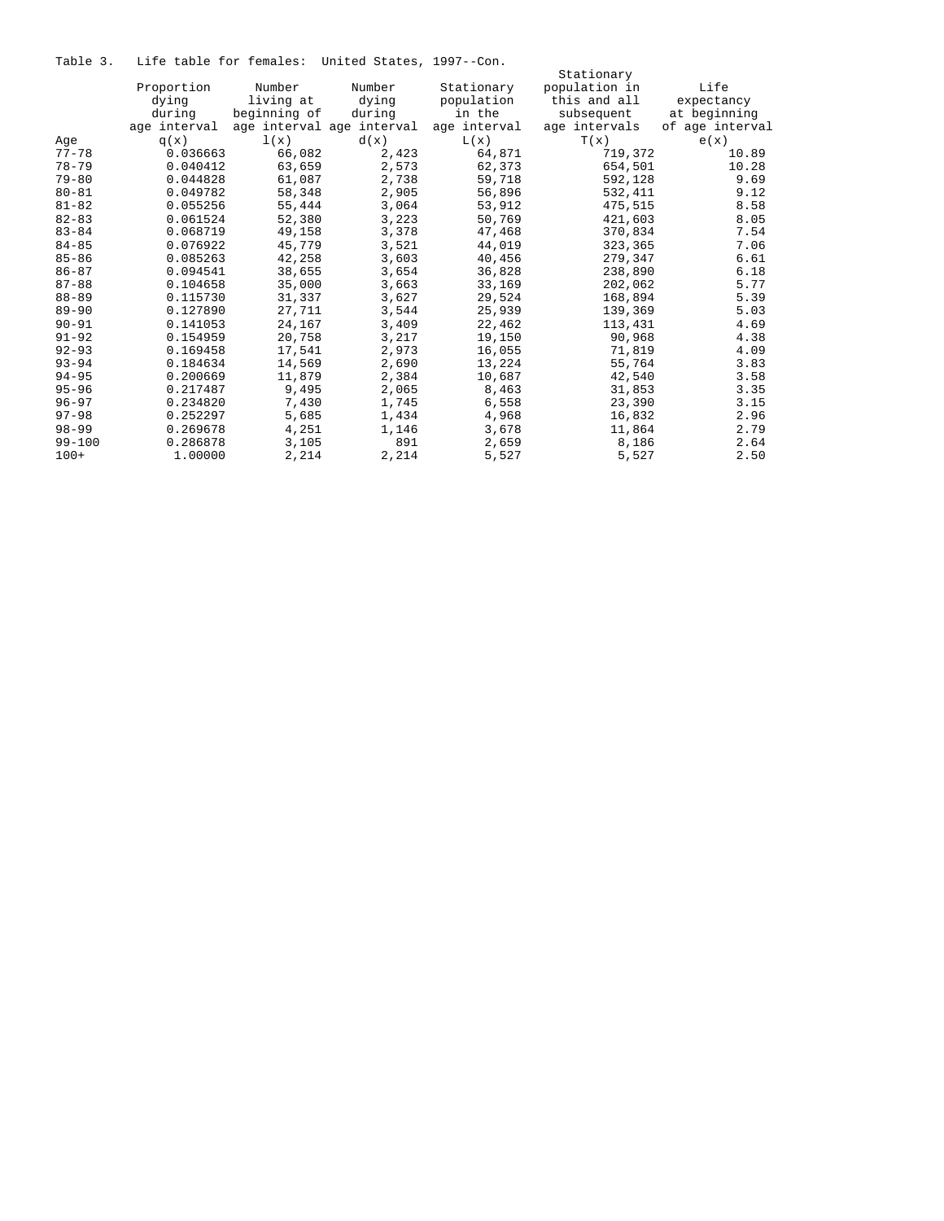Table 3. Life table for females: United States, 1997--Con.

| Age | Proportion dying during age interval q(x) | Number living at beginning of age interval l(x) | Number dying during age interval d(x) | Stationary population in the age interval L(x) | Stationary population in this and all subsequent age intervals T(x) | Life expectancy at beginning of age interval e(x) |
|---|---|---|---|---|---|---|
| 77-78 | 0.036663 | 66,082 | 2,423 | 64,871 | 719,372 | 10.89 |
| 78-79 | 0.040412 | 63,659 | 2,573 | 62,373 | 654,501 | 10.28 |
| 79-80 | 0.044828 | 61,087 | 2,738 | 59,718 | 592,128 | 9.69 |
| 80-81 | 0.049782 | 58,348 | 2,905 | 56,896 | 532,411 | 9.12 |
| 81-82 | 0.055256 | 55,444 | 3,064 | 53,912 | 475,515 | 8.58 |
| 82-83 | 0.061524 | 52,380 | 3,223 | 50,769 | 421,603 | 8.05 |
| 83-84 | 0.068719 | 49,158 | 3,378 | 47,468 | 370,834 | 7.54 |
| 84-85 | 0.076922 | 45,779 | 3,521 | 44,019 | 323,365 | 7.06 |
| 85-86 | 0.085263 | 42,258 | 3,603 | 40,456 | 279,347 | 6.61 |
| 86-87 | 0.094541 | 38,655 | 3,654 | 36,828 | 238,890 | 6.18 |
| 87-88 | 0.104658 | 35,000 | 3,663 | 33,169 | 202,062 | 5.77 |
| 88-89 | 0.115730 | 31,337 | 3,627 | 29,524 | 168,894 | 5.39 |
| 89-90 | 0.127890 | 27,711 | 3,544 | 25,939 | 139,369 | 5.03 |
| 90-91 | 0.141053 | 24,167 | 3,409 | 22,462 | 113,431 | 4.69 |
| 91-92 | 0.154959 | 20,758 | 3,217 | 19,150 | 90,968 | 4.38 |
| 92-93 | 0.169458 | 17,541 | 2,973 | 16,055 | 71,819 | 4.09 |
| 93-94 | 0.184634 | 14,569 | 2,690 | 13,224 | 55,764 | 3.83 |
| 94-95 | 0.200669 | 11,879 | 2,384 | 10,687 | 42,540 | 3.58 |
| 95-96 | 0.217487 | 9,495 | 2,065 | 8,463 | 31,853 | 3.35 |
| 96-97 | 0.234820 | 7,430 | 1,745 | 6,558 | 23,390 | 3.15 |
| 97-98 | 0.252297 | 5,685 | 1,434 | 4,968 | 16,832 | 2.96 |
| 98-99 | 0.269678 | 4,251 | 1,146 | 3,678 | 11,864 | 2.79 |
| 99-100 | 0.286878 | 3,105 | 891 | 2,659 | 8,186 | 2.64 |
| 100+ | 1.00000 | 2,214 | 2,214 | 5,527 | 5,527 | 2.50 |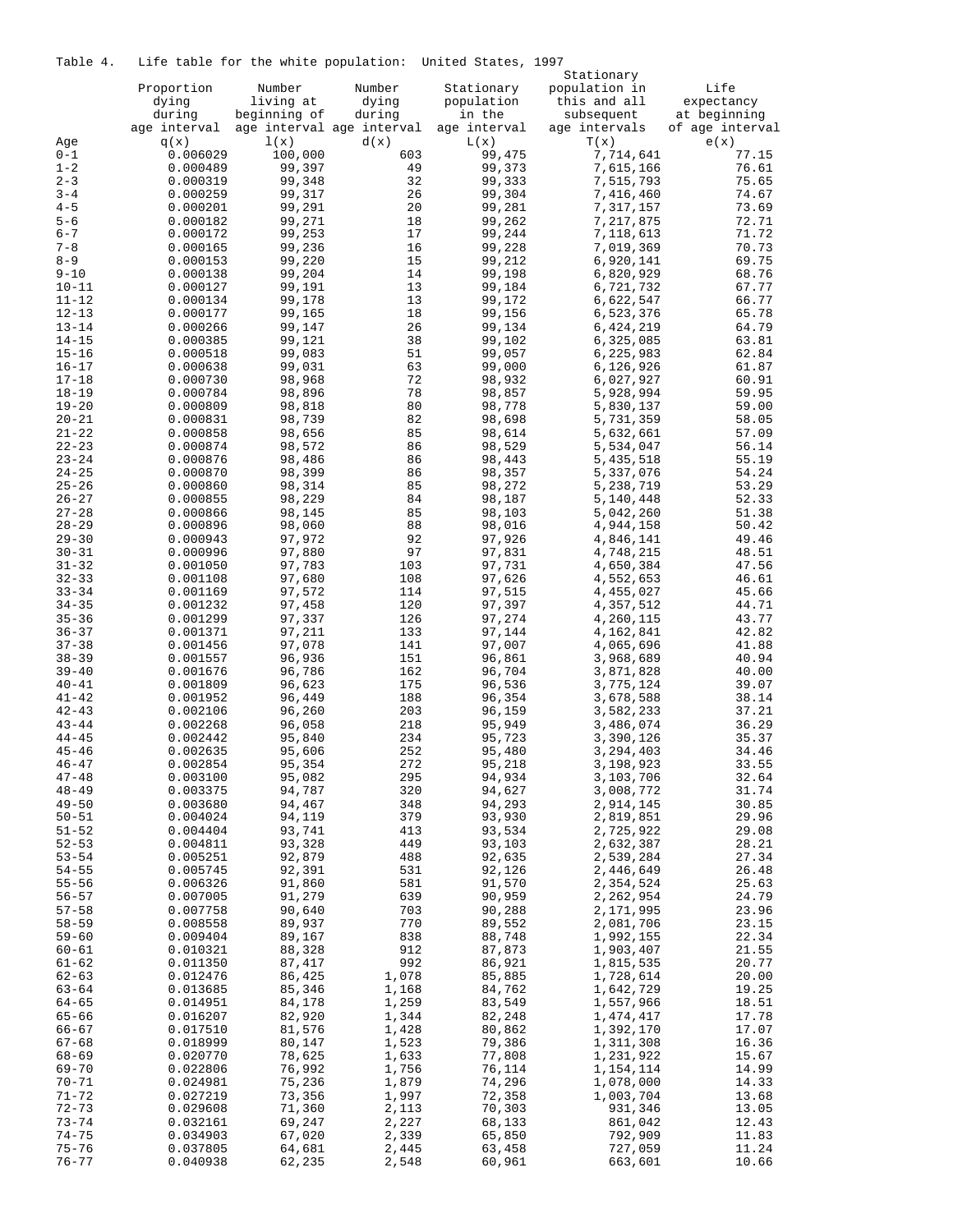Table 4. Life table for the white population: United States, 1997

| Age | Proportion dying during age interval q(x) | Number living at beginning of age interval l(x) | Number dying during age interval d(x) | Stationary population in the age interval L(x) | Stationary population in this and all subsequent age intervals T(x) | Life expectancy at beginning of age interval e(x) |
|---|---|---|---|---|---|---|
| 0-1 | 0.006029 | 100,000 | 603 | 99,475 | 7,714,641 | 77.15 |
| 1-2 | 0.000489 | 99,397 | 49 | 99,373 | 7,615,166 | 76.61 |
| 2-3 | 0.000319 | 99,348 | 32 | 99,333 | 7,515,793 | 75.65 |
| 3-4 | 0.000259 | 99,317 | 26 | 99,304 | 7,416,460 | 74.67 |
| 4-5 | 0.000201 | 99,291 | 20 | 99,281 | 7,317,157 | 73.69 |
| 5-6 | 0.000182 | 99,271 | 18 | 99,262 | 7,217,875 | 72.71 |
| 6-7 | 0.000172 | 99,253 | 17 | 99,244 | 7,118,613 | 71.72 |
| 7-8 | 0.000165 | 99,236 | 16 | 99,228 | 7,019,369 | 70.73 |
| 8-9 | 0.000153 | 99,220 | 15 | 99,212 | 6,920,141 | 69.75 |
| 9-10 | 0.000138 | 99,204 | 14 | 99,198 | 6,820,929 | 68.76 |
| 10-11 | 0.000127 | 99,191 | 13 | 99,184 | 6,721,732 | 67.77 |
| 11-12 | 0.000134 | 99,178 | 13 | 99,172 | 6,622,547 | 66.77 |
| 12-13 | 0.000177 | 99,165 | 18 | 99,156 | 6,523,376 | 65.78 |
| 13-14 | 0.000266 | 99,147 | 26 | 99,134 | 6,424,219 | 64.79 |
| 14-15 | 0.000385 | 99,121 | 38 | 99,102 | 6,325,085 | 63.81 |
| 15-16 | 0.000518 | 99,083 | 51 | 99,057 | 6,225,983 | 62.84 |
| 16-17 | 0.000638 | 99,031 | 63 | 99,000 | 6,126,926 | 61.87 |
| 17-18 | 0.000730 | 98,968 | 72 | 98,932 | 6,027,927 | 60.91 |
| 18-19 | 0.000784 | 98,896 | 78 | 98,857 | 5,928,994 | 59.95 |
| 19-20 | 0.000809 | 98,818 | 80 | 98,778 | 5,830,137 | 59.00 |
| 20-21 | 0.000831 | 98,739 | 82 | 98,698 | 5,731,359 | 58.05 |
| 21-22 | 0.000858 | 98,656 | 85 | 98,614 | 5,632,661 | 57.09 |
| 22-23 | 0.000874 | 98,572 | 86 | 98,529 | 5,534,047 | 56.14 |
| 23-24 | 0.000876 | 98,486 | 86 | 98,443 | 5,435,518 | 55.19 |
| 24-25 | 0.000870 | 98,399 | 86 | 98,357 | 5,337,076 | 54.24 |
| 25-26 | 0.000860 | 98,314 | 85 | 98,272 | 5,238,719 | 53.29 |
| 26-27 | 0.000855 | 98,229 | 84 | 98,187 | 5,140,448 | 52.33 |
| 27-28 | 0.000866 | 98,145 | 85 | 98,103 | 5,042,260 | 51.38 |
| 28-29 | 0.000896 | 98,060 | 88 | 98,016 | 4,944,158 | 50.42 |
| 29-30 | 0.000943 | 97,972 | 92 | 97,926 | 4,846,141 | 49.46 |
| 30-31 | 0.000996 | 97,880 | 97 | 97,831 | 4,748,215 | 48.51 |
| 31-32 | 0.001050 | 97,783 | 103 | 97,731 | 4,650,384 | 47.56 |
| 32-33 | 0.001108 | 97,680 | 108 | 97,626 | 4,552,653 | 46.61 |
| 33-34 | 0.001169 | 97,572 | 114 | 97,515 | 4,455,027 | 45.66 |
| 34-35 | 0.001232 | 97,458 | 120 | 97,397 | 4,357,512 | 44.71 |
| 35-36 | 0.001299 | 97,337 | 126 | 97,274 | 4,260,115 | 43.77 |
| 36-37 | 0.001371 | 97,211 | 133 | 97,144 | 4,162,841 | 42.82 |
| 37-38 | 0.001456 | 97,078 | 141 | 97,007 | 4,065,696 | 41.88 |
| 38-39 | 0.001557 | 96,936 | 151 | 96,861 | 3,968,689 | 40.94 |
| 39-40 | 0.001676 | 96,786 | 162 | 96,704 | 3,871,828 | 40.00 |
| 40-41 | 0.001809 | 96,623 | 175 | 96,536 | 3,775,124 | 39.07 |
| 41-42 | 0.001952 | 96,449 | 188 | 96,354 | 3,678,588 | 38.14 |
| 42-43 | 0.002106 | 96,260 | 203 | 96,159 | 3,582,233 | 37.21 |
| 43-44 | 0.002268 | 96,058 | 218 | 95,949 | 3,486,074 | 36.29 |
| 44-45 | 0.002442 | 95,840 | 234 | 95,723 | 3,390,126 | 35.37 |
| 45-46 | 0.002635 | 95,606 | 252 | 95,480 | 3,294,403 | 34.46 |
| 46-47 | 0.002854 | 95,354 | 272 | 95,218 | 3,198,923 | 33.55 |
| 47-48 | 0.003100 | 95,082 | 295 | 94,934 | 3,103,706 | 32.64 |
| 48-49 | 0.003375 | 94,787 | 320 | 94,627 | 3,008,772 | 31.74 |
| 49-50 | 0.003680 | 94,467 | 348 | 94,293 | 2,914,145 | 30.85 |
| 50-51 | 0.004024 | 94,119 | 379 | 93,930 | 2,819,851 | 29.96 |
| 51-52 | 0.004404 | 93,741 | 413 | 93,534 | 2,725,922 | 29.08 |
| 52-53 | 0.004811 | 93,328 | 449 | 93,103 | 2,632,387 | 28.21 |
| 53-54 | 0.005251 | 92,879 | 488 | 92,635 | 2,539,284 | 27.34 |
| 54-55 | 0.005745 | 92,391 | 531 | 92,126 | 2,446,649 | 26.48 |
| 55-56 | 0.006326 | 91,860 | 581 | 91,570 | 2,354,524 | 25.63 |
| 56-57 | 0.007005 | 91,279 | 639 | 90,959 | 2,262,954 | 24.79 |
| 57-58 | 0.007758 | 90,640 | 703 | 90,288 | 2,171,995 | 23.96 |
| 58-59 | 0.008558 | 89,937 | 770 | 89,552 | 2,081,706 | 23.15 |
| 59-60 | 0.009404 | 89,167 | 838 | 88,748 | 1,992,155 | 22.34 |
| 60-61 | 0.010321 | 88,328 | 912 | 87,873 | 1,903,407 | 21.55 |
| 61-62 | 0.011350 | 87,417 | 992 | 86,921 | 1,815,535 | 20.77 |
| 62-63 | 0.012476 | 86,425 | 1,078 | 85,885 | 1,728,614 | 20.00 |
| 63-64 | 0.013685 | 85,346 | 1,168 | 84,762 | 1,642,729 | 19.25 |
| 64-65 | 0.014951 | 84,178 | 1,259 | 83,549 | 1,557,966 | 18.51 |
| 65-66 | 0.016207 | 82,920 | 1,344 | 82,248 | 1,474,417 | 17.78 |
| 66-67 | 0.017510 | 81,576 | 1,428 | 80,862 | 1,392,170 | 17.07 |
| 67-68 | 0.018999 | 80,147 | 1,523 | 79,386 | 1,311,308 | 16.36 |
| 68-69 | 0.020770 | 78,625 | 1,633 | 77,808 | 1,231,922 | 15.67 |
| 69-70 | 0.022806 | 76,992 | 1,756 | 76,114 | 1,154,114 | 14.99 |
| 70-71 | 0.024981 | 75,236 | 1,879 | 74,296 | 1,078,000 | 14.33 |
| 71-72 | 0.027219 | 73,356 | 1,997 | 72,358 | 1,003,704 | 13.68 |
| 72-73 | 0.029608 | 71,360 | 2,113 | 70,303 | 931,346 | 13.05 |
| 73-74 | 0.032161 | 69,247 | 2,227 | 68,133 | 861,042 | 12.43 |
| 74-75 | 0.034903 | 67,020 | 2,339 | 65,850 | 792,909 | 11.83 |
| 75-76 | 0.037805 | 64,681 | 2,445 | 63,458 | 727,059 | 11.24 |
| 76-77 | 0.040938 | 62,235 | 2,548 | 60,961 | 663,601 | 10.66 |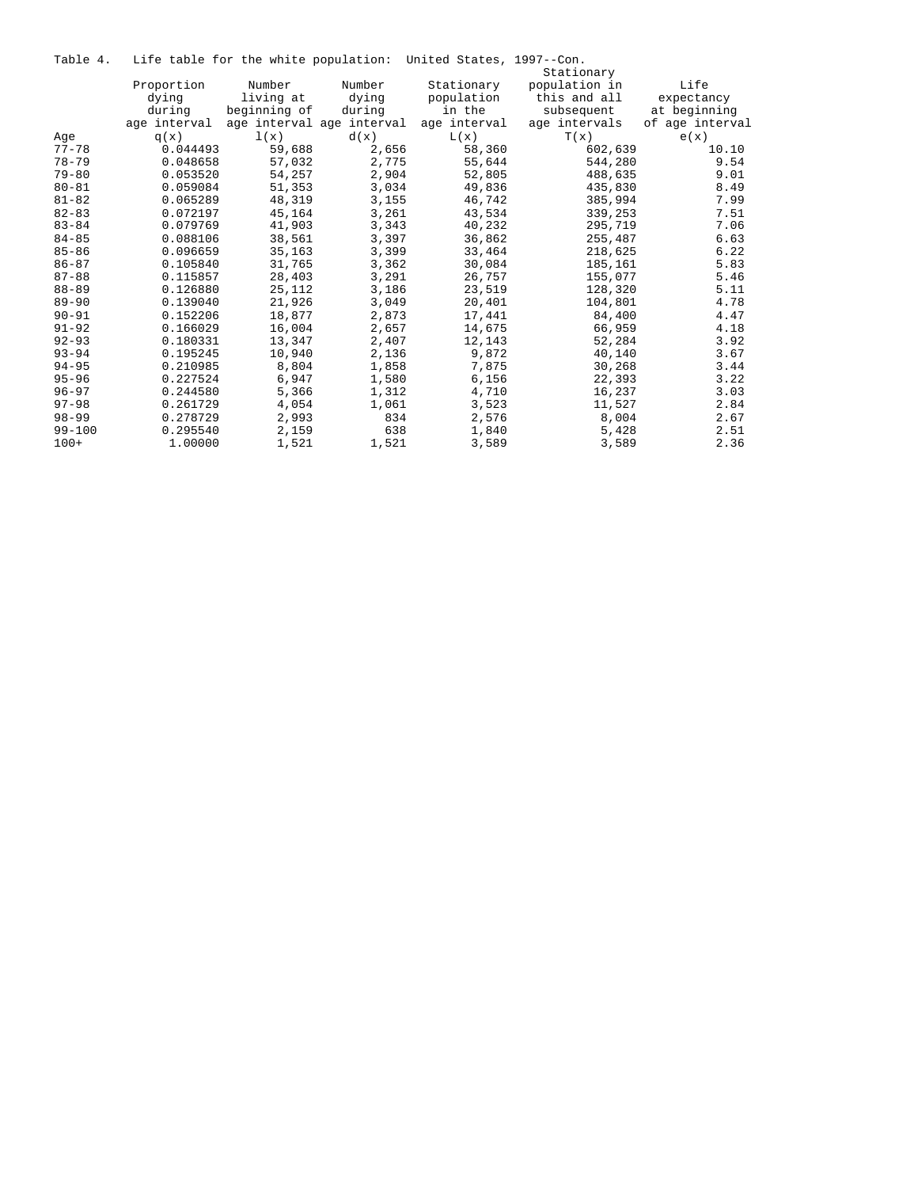Table 4. Life table for the white population: United States, 1997--Con.

| Age | Proportion dying during age interval q(x) | Number living at beginning of age interval l(x) | Number dying during age interval d(x) | Stationary population in the age interval L(x) | Stationary population in this and all subsequent age intervals T(x) | Life expectancy at beginning of age interval e(x) |
|---|---|---|---|---|---|---|
| 77-78 | 0.044493 | 59,688 | 2,656 | 58,360 | 602,639 | 10.10 |
| 78-79 | 0.048658 | 57,032 | 2,775 | 55,644 | 544,280 | 9.54 |
| 79-80 | 0.053520 | 54,257 | 2,904 | 52,805 | 488,635 | 9.01 |
| 80-81 | 0.059084 | 51,353 | 3,034 | 49,836 | 435,830 | 8.49 |
| 81-82 | 0.065289 | 48,319 | 3,155 | 46,742 | 385,994 | 7.99 |
| 82-83 | 0.072197 | 45,164 | 3,261 | 43,534 | 339,253 | 7.51 |
| 83-84 | 0.079769 | 41,903 | 3,343 | 40,232 | 295,719 | 7.06 |
| 84-85 | 0.088106 | 38,561 | 3,397 | 36,862 | 255,487 | 6.63 |
| 85-86 | 0.096659 | 35,163 | 3,399 | 33,464 | 218,625 | 6.22 |
| 86-87 | 0.105840 | 31,765 | 3,362 | 30,084 | 185,161 | 5.83 |
| 87-88 | 0.115857 | 28,403 | 3,291 | 26,757 | 155,077 | 5.46 |
| 88-89 | 0.126880 | 25,112 | 3,186 | 23,519 | 128,320 | 5.11 |
| 89-90 | 0.139040 | 21,926 | 3,049 | 20,401 | 104,801 | 4.78 |
| 90-91 | 0.152206 | 18,877 | 2,873 | 17,441 | 84,400 | 4.47 |
| 91-92 | 0.166029 | 16,004 | 2,657 | 14,675 | 66,959 | 4.18 |
| 92-93 | 0.180331 | 13,347 | 2,407 | 12,143 | 52,284 | 3.92 |
| 93-94 | 0.195245 | 10,940 | 2,136 | 9,872 | 40,140 | 3.67 |
| 94-95 | 0.210985 | 8,804 | 1,858 | 7,875 | 30,268 | 3.44 |
| 95-96 | 0.227524 | 6,947 | 1,580 | 6,156 | 22,393 | 3.22 |
| 96-97 | 0.244580 | 5,366 | 1,312 | 4,710 | 16,237 | 3.03 |
| 97-98 | 0.261729 | 4,054 | 1,061 | 3,523 | 11,527 | 2.84 |
| 98-99 | 0.278729 | 2,993 | 834 | 2,576 | 8,004 | 2.67 |
| 99-100 | 0.295540 | 2,159 | 638 | 1,840 | 5,428 | 2.51 |
| 100+ | 1.00000 | 1,521 | 1,521 | 3,589 | 3,589 | 2.36 |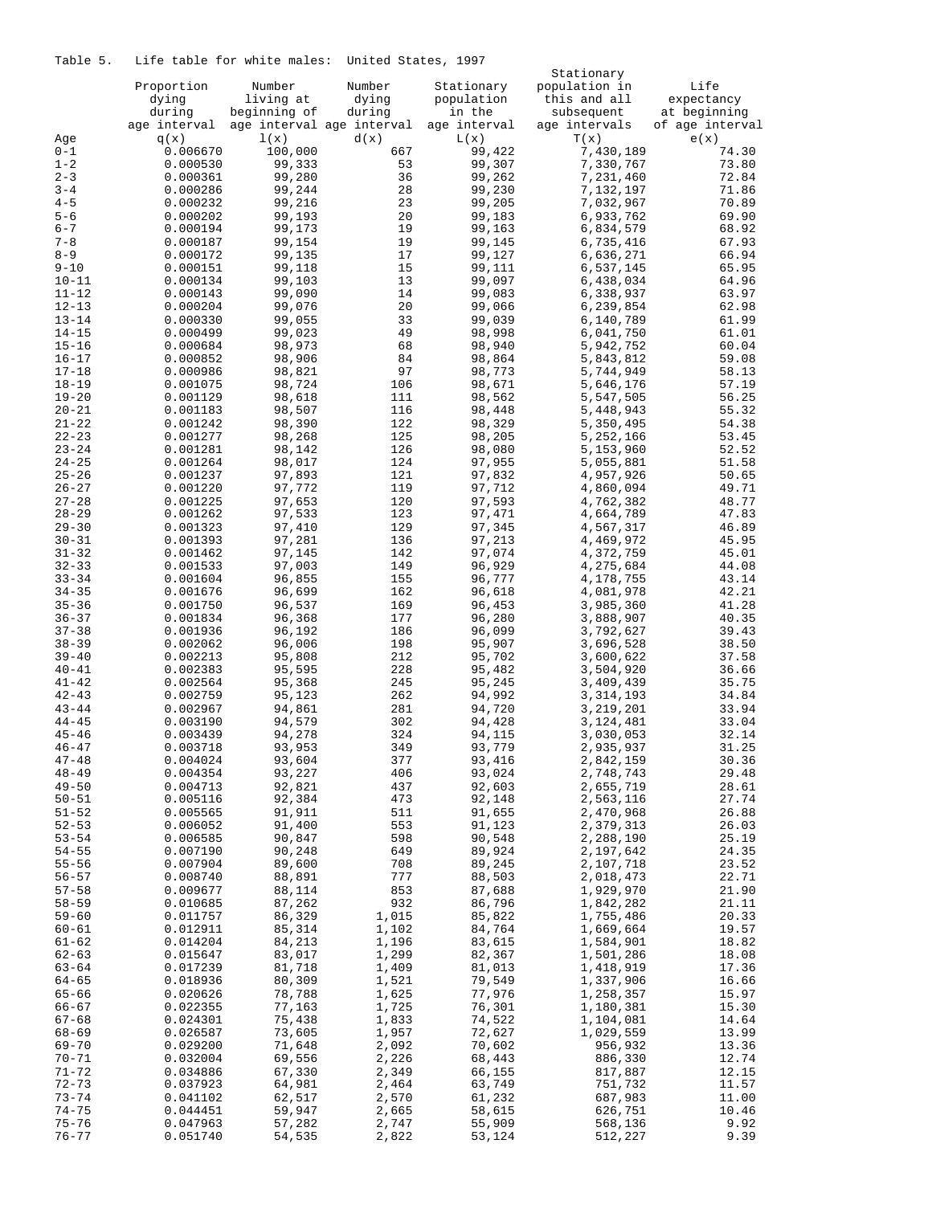Table 5. Life table for white males: United States, 1997

| Age | Proportion dying during age interval q(x) | Number living at beginning of age interval l(x) | Number dying during age interval d(x) | Stationary population in the age interval L(x) | Stationary population in this and all subsequent age intervals T(x) | Life expectancy at beginning of age interval e(x) |
|---|---|---|---|---|---|---|
| 0-1 | 0.006670 | 100,000 | 667 | 99,422 | 7,430,189 | 74.30 |
| 1-2 | 0.000530 | 99,333 | 53 | 99,307 | 7,330,767 | 73.80 |
| 2-3 | 0.000361 | 99,280 | 36 | 99,262 | 7,231,460 | 72.84 |
| 3-4 | 0.000286 | 99,244 | 28 | 99,230 | 7,132,197 | 71.86 |
| 4-5 | 0.000232 | 99,216 | 23 | 99,205 | 7,032,967 | 70.89 |
| 5-6 | 0.000202 | 99,193 | 20 | 99,183 | 6,933,762 | 69.90 |
| 6-7 | 0.000194 | 99,173 | 19 | 99,163 | 6,834,579 | 68.92 |
| 7-8 | 0.000187 | 99,154 | 19 | 99,145 | 6,735,416 | 67.93 |
| 8-9 | 0.000172 | 99,135 | 17 | 99,127 | 6,636,271 | 66.94 |
| 9-10 | 0.000151 | 99,118 | 15 | 99,111 | 6,537,145 | 65.95 |
| 10-11 | 0.000134 | 99,103 | 13 | 99,097 | 6,438,034 | 64.96 |
| 11-12 | 0.000143 | 99,090 | 14 | 99,083 | 6,338,937 | 63.97 |
| 12-13 | 0.000204 | 99,076 | 20 | 99,066 | 6,239,854 | 62.98 |
| 13-14 | 0.000330 | 99,055 | 33 | 99,039 | 6,140,789 | 61.99 |
| 14-15 | 0.000499 | 99,023 | 49 | 98,998 | 6,041,750 | 61.01 |
| 15-16 | 0.000684 | 98,973 | 68 | 98,940 | 5,942,752 | 60.04 |
| 16-17 | 0.000852 | 98,906 | 84 | 98,864 | 5,843,812 | 59.08 |
| 17-18 | 0.000986 | 98,821 | 97 | 98,773 | 5,744,949 | 58.13 |
| 18-19 | 0.001075 | 98,724 | 106 | 98,671 | 5,646,176 | 57.19 |
| 19-20 | 0.001129 | 98,618 | 111 | 98,562 | 5,547,505 | 56.25 |
| 20-21 | 0.001183 | 98,507 | 116 | 98,448 | 5,448,943 | 55.32 |
| 21-22 | 0.001242 | 98,390 | 122 | 98,329 | 5,350,495 | 54.38 |
| 22-23 | 0.001277 | 98,268 | 125 | 98,205 | 5,252,166 | 53.45 |
| 23-24 | 0.001281 | 98,142 | 126 | 98,080 | 5,153,960 | 52.52 |
| 24-25 | 0.001264 | 98,017 | 124 | 97,955 | 5,055,881 | 51.58 |
| 25-26 | 0.001237 | 97,893 | 121 | 97,832 | 4,957,926 | 50.65 |
| 26-27 | 0.001220 | 97,772 | 119 | 97,712 | 4,860,094 | 49.71 |
| 27-28 | 0.001225 | 97,653 | 120 | 97,593 | 4,762,382 | 48.77 |
| 28-29 | 0.001262 | 97,533 | 123 | 97,471 | 4,664,789 | 47.83 |
| 29-30 | 0.001323 | 97,410 | 129 | 97,345 | 4,567,317 | 46.89 |
| 30-31 | 0.001393 | 97,281 | 136 | 97,213 | 4,469,972 | 45.95 |
| 31-32 | 0.001462 | 97,145 | 142 | 97,074 | 4,372,759 | 45.01 |
| 32-33 | 0.001533 | 97,003 | 149 | 96,929 | 4,275,684 | 44.08 |
| 33-34 | 0.001604 | 96,855 | 155 | 96,777 | 4,178,755 | 43.14 |
| 34-35 | 0.001676 | 96,699 | 162 | 96,618 | 4,081,978 | 42.21 |
| 35-36 | 0.001750 | 96,537 | 169 | 96,453 | 3,985,360 | 41.28 |
| 36-37 | 0.001834 | 96,368 | 177 | 96,280 | 3,888,907 | 40.35 |
| 37-38 | 0.001936 | 96,192 | 186 | 96,099 | 3,792,627 | 39.43 |
| 38-39 | 0.002062 | 96,006 | 198 | 95,907 | 3,696,528 | 38.50 |
| 39-40 | 0.002213 | 95,808 | 212 | 95,702 | 3,600,622 | 37.58 |
| 40-41 | 0.002383 | 95,595 | 228 | 95,482 | 3,504,920 | 36.66 |
| 41-42 | 0.002564 | 95,368 | 245 | 95,245 | 3,409,439 | 35.75 |
| 42-43 | 0.002759 | 95,123 | 262 | 94,992 | 3,314,193 | 34.84 |
| 43-44 | 0.002967 | 94,861 | 281 | 94,720 | 3,219,201 | 33.94 |
| 44-45 | 0.003190 | 94,579 | 302 | 94,428 | 3,124,481 | 33.04 |
| 45-46 | 0.003439 | 94,278 | 324 | 94,115 | 3,030,053 | 32.14 |
| 46-47 | 0.003718 | 93,953 | 349 | 93,779 | 2,935,937 | 31.25 |
| 47-48 | 0.004024 | 93,604 | 377 | 93,416 | 2,842,159 | 30.36 |
| 48-49 | 0.004354 | 93,227 | 406 | 93,024 | 2,748,743 | 29.48 |
| 49-50 | 0.004713 | 92,821 | 437 | 92,603 | 2,655,719 | 28.61 |
| 50-51 | 0.005116 | 92,384 | 473 | 92,148 | 2,563,116 | 27.74 |
| 51-52 | 0.005565 | 91,911 | 511 | 91,655 | 2,470,968 | 26.88 |
| 52-53 | 0.006052 | 91,400 | 553 | 91,123 | 2,379,313 | 26.03 |
| 53-54 | 0.006585 | 90,847 | 598 | 90,548 | 2,288,190 | 25.19 |
| 54-55 | 0.007190 | 90,248 | 649 | 89,924 | 2,197,642 | 24.35 |
| 55-56 | 0.007904 | 89,600 | 708 | 89,245 | 2,107,718 | 23.52 |
| 56-57 | 0.008740 | 88,891 | 777 | 88,503 | 2,018,473 | 22.71 |
| 57-58 | 0.009677 | 88,114 | 853 | 87,688 | 1,929,970 | 21.90 |
| 58-59 | 0.010685 | 87,262 | 932 | 86,796 | 1,842,282 | 21.11 |
| 59-60 | 0.011757 | 86,329 | 1,015 | 85,822 | 1,755,486 | 20.33 |
| 60-61 | 0.012911 | 85,314 | 1,102 | 84,764 | 1,669,664 | 19.57 |
| 61-62 | 0.014204 | 84,213 | 1,196 | 83,615 | 1,584,901 | 18.82 |
| 62-63 | 0.015647 | 83,017 | 1,299 | 82,367 | 1,501,286 | 18.08 |
| 63-64 | 0.017239 | 81,718 | 1,409 | 81,013 | 1,418,919 | 17.36 |
| 64-65 | 0.018936 | 80,309 | 1,521 | 79,549 | 1,337,906 | 16.66 |
| 65-66 | 0.020626 | 78,788 | 1,625 | 77,976 | 1,258,357 | 15.97 |
| 66-67 | 0.022355 | 77,163 | 1,725 | 76,301 | 1,180,381 | 15.30 |
| 67-68 | 0.024301 | 75,438 | 1,833 | 74,522 | 1,104,081 | 14.64 |
| 68-69 | 0.026587 | 73,605 | 1,957 | 72,627 | 1,029,559 | 13.99 |
| 69-70 | 0.029200 | 71,648 | 2,092 | 70,602 | 956,932 | 13.36 |
| 70-71 | 0.032004 | 69,556 | 2,226 | 68,443 | 886,330 | 12.74 |
| 71-72 | 0.034886 | 67,330 | 2,349 | 66,155 | 817,887 | 12.15 |
| 72-73 | 0.037923 | 64,981 | 2,464 | 63,749 | 751,732 | 11.57 |
| 73-74 | 0.041102 | 62,517 | 2,570 | 61,232 | 687,983 | 11.00 |
| 74-75 | 0.044451 | 59,947 | 2,665 | 58,615 | 626,751 | 10.46 |
| 75-76 | 0.047963 | 57,282 | 2,747 | 55,909 | 568,136 | 9.92 |
| 76-77 | 0.051740 | 54,535 | 2,822 | 53,124 | 512,227 | 9.39 |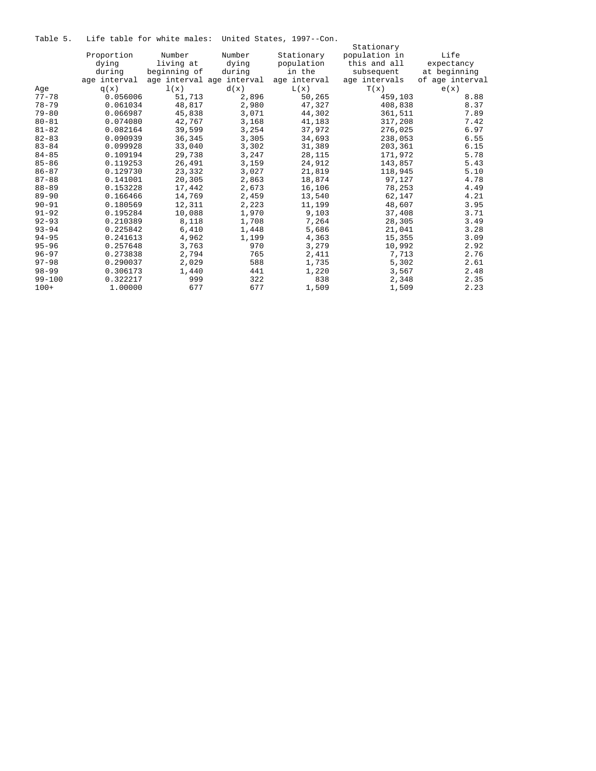Table 5. Life table for white males: United States, 1997--Con.

| Age | Proportion dying during age interval q(x) | Number living at beginning of age interval l(x) | Number dying during age interval d(x) | Stationary population in the age interval L(x) | Stationary population in this and all subsequent age intervals T(x) | Life expectancy at beginning of age interval e(x) |
|---|---|---|---|---|---|---|
| 77-78 | 0.056006 | 51,713 | 2,896 | 50,265 | 459,103 | 8.88 |
| 78-79 | 0.061034 | 48,817 | 2,980 | 47,327 | 408,838 | 8.37 |
| 79-80 | 0.066987 | 45,838 | 3,071 | 44,302 | 361,511 | 7.89 |
| 80-81 | 0.074080 | 42,767 | 3,168 | 41,183 | 317,208 | 7.42 |
| 81-82 | 0.082164 | 39,599 | 3,254 | 37,972 | 276,025 | 6.97 |
| 82-83 | 0.090939 | 36,345 | 3,305 | 34,693 | 238,053 | 6.55 |
| 83-84 | 0.099928 | 33,040 | 3,302 | 31,389 | 203,361 | 6.15 |
| 84-85 | 0.109194 | 29,738 | 3,247 | 28,115 | 171,972 | 5.78 |
| 85-86 | 0.119253 | 26,491 | 3,159 | 24,912 | 143,857 | 5.43 |
| 86-87 | 0.129730 | 23,332 | 3,027 | 21,819 | 118,945 | 5.10 |
| 87-88 | 0.141001 | 20,305 | 2,863 | 18,874 | 97,127 | 4.78 |
| 88-89 | 0.153228 | 17,442 | 2,673 | 16,106 | 78,253 | 4.49 |
| 89-90 | 0.166466 | 14,769 | 2,459 | 13,540 | 62,147 | 4.21 |
| 90-91 | 0.180569 | 12,311 | 2,223 | 11,199 | 48,607 | 3.95 |
| 91-92 | 0.195284 | 10,088 | 1,970 | 9,103 | 37,408 | 3.71 |
| 92-93 | 0.210389 | 8,118 | 1,708 | 7,264 | 28,305 | 3.49 |
| 93-94 | 0.225842 | 6,410 | 1,448 | 5,686 | 21,041 | 3.28 |
| 94-95 | 0.241613 | 4,962 | 1,199 | 4,363 | 15,355 | 3.09 |
| 95-96 | 0.257648 | 3,763 | 970 | 3,279 | 10,992 | 2.92 |
| 96-97 | 0.273838 | 2,794 | 765 | 2,411 | 7,713 | 2.76 |
| 97-98 | 0.290037 | 2,029 | 588 | 1,735 | 5,302 | 2.61 |
| 98-99 | 0.306173 | 1,440 | 441 | 1,220 | 3,567 | 2.48 |
| 99-100 | 0.322217 | 999 | 322 | 838 | 2,348 | 2.35 |
| 100+ | 1.00000 | 677 | 677 | 1,509 | 1,509 | 2.23 |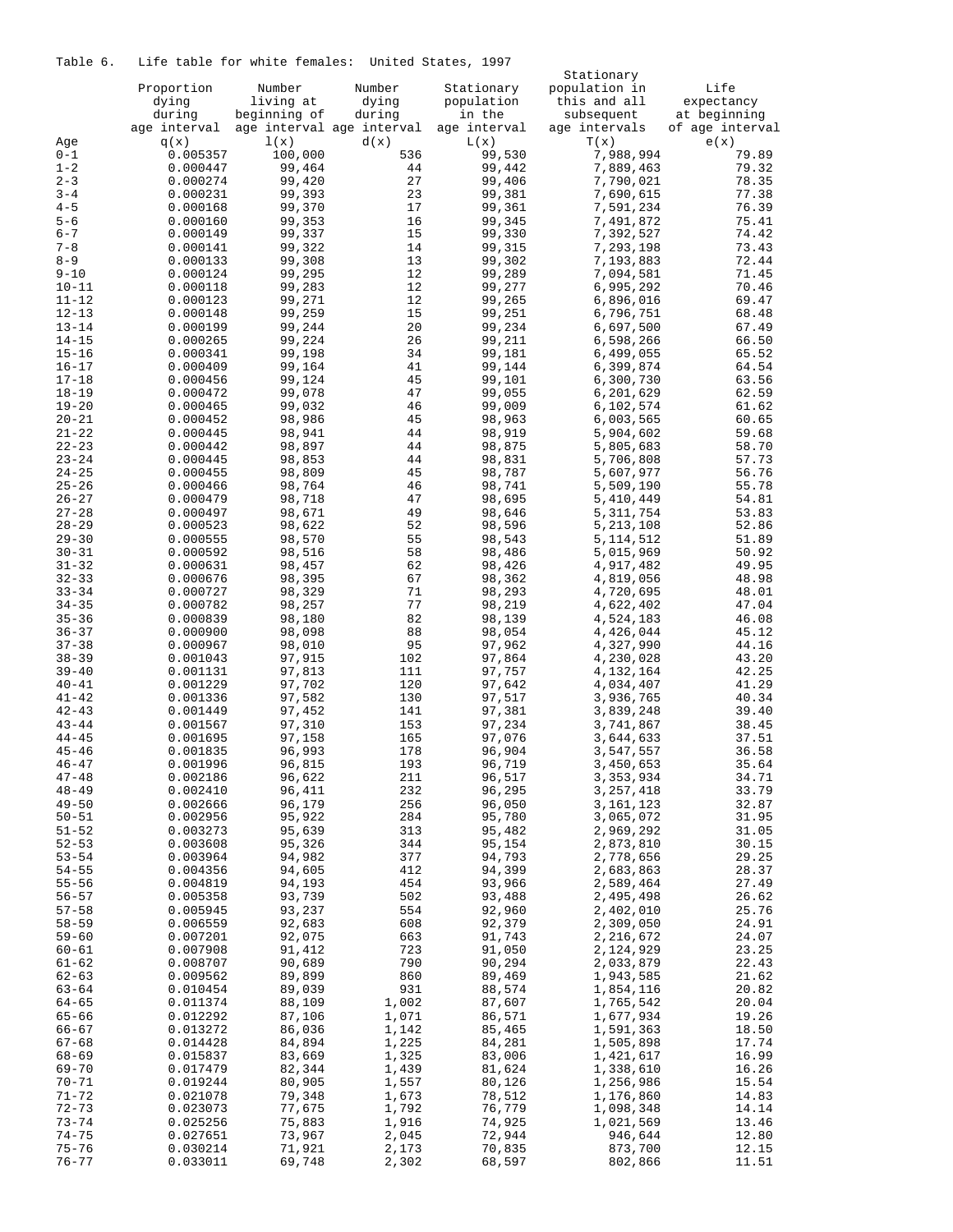Table 6. Life table for white females: United States, 1997

| Age | Proportion dying during age interval q(x) | Number living at beginning of age interval l(x) | Number dying during age interval d(x) | Stationary population in the age interval L(x) | Stationary population in this and all subsequent age intervals T(x) | Life expectancy at beginning of age interval e(x) |
|---|---|---|---|---|---|---|
| 0-1 | 0.005357 | 100,000 | 536 | 99,530 | 7,988,994 | 79.89 |
| 1-2 | 0.000447 | 99,464 | 44 | 99,442 | 7,889,463 | 79.32 |
| 2-3 | 0.000274 | 99,420 | 27 | 99,406 | 7,790,021 | 78.35 |
| 3-4 | 0.000231 | 99,393 | 23 | 99,381 | 7,690,615 | 77.38 |
| 4-5 | 0.000168 | 99,370 | 17 | 99,361 | 7,591,234 | 76.39 |
| 5-6 | 0.000160 | 99,353 | 16 | 99,345 | 7,491,872 | 75.41 |
| 6-7 | 0.000149 | 99,337 | 15 | 99,330 | 7,392,527 | 74.42 |
| 7-8 | 0.000141 | 99,322 | 14 | 99,315 | 7,293,198 | 73.43 |
| 8-9 | 0.000133 | 99,308 | 13 | 99,302 | 7,193,883 | 72.44 |
| 9-10 | 0.000124 | 99,295 | 12 | 99,289 | 7,094,581 | 71.45 |
| 10-11 | 0.000118 | 99,283 | 12 | 99,277 | 6,995,292 | 70.46 |
| 11-12 | 0.000123 | 99,271 | 12 | 99,265 | 6,896,016 | 69.47 |
| 12-13 | 0.000148 | 99,259 | 15 | 99,251 | 6,796,751 | 68.48 |
| 13-14 | 0.000199 | 99,244 | 20 | 99,234 | 6,697,500 | 67.49 |
| 14-15 | 0.000265 | 99,224 | 26 | 99,211 | 6,598,266 | 66.50 |
| 15-16 | 0.000341 | 99,198 | 34 | 99,181 | 6,499,055 | 65.52 |
| 16-17 | 0.000409 | 99,164 | 41 | 99,144 | 6,399,874 | 64.54 |
| 17-18 | 0.000456 | 99,124 | 45 | 99,101 | 6,300,730 | 63.56 |
| 18-19 | 0.000472 | 99,078 | 47 | 99,055 | 6,201,629 | 62.59 |
| 19-20 | 0.000465 | 99,032 | 46 | 99,009 | 6,102,574 | 61.62 |
| 20-21 | 0.000452 | 98,986 | 45 | 98,963 | 6,003,565 | 60.65 |
| 21-22 | 0.000445 | 98,941 | 44 | 98,919 | 5,904,602 | 59.68 |
| 22-23 | 0.000442 | 98,897 | 44 | 98,875 | 5,805,683 | 58.70 |
| 23-24 | 0.000445 | 98,853 | 44 | 98,831 | 5,706,808 | 57.73 |
| 24-25 | 0.000455 | 98,809 | 45 | 98,787 | 5,607,977 | 56.76 |
| 25-26 | 0.000466 | 98,764 | 46 | 98,741 | 5,509,190 | 55.78 |
| 26-27 | 0.000479 | 98,718 | 47 | 98,695 | 5,410,449 | 54.81 |
| 27-28 | 0.000497 | 98,671 | 49 | 98,646 | 5,311,754 | 53.83 |
| 28-29 | 0.000523 | 98,622 | 52 | 98,596 | 5,213,108 | 52.86 |
| 29-30 | 0.000555 | 98,570 | 55 | 98,543 | 5,114,512 | 51.89 |
| 30-31 | 0.000592 | 98,516 | 58 | 98,486 | 5,015,969 | 50.92 |
| 31-32 | 0.000631 | 98,457 | 62 | 98,426 | 4,917,482 | 49.95 |
| 32-33 | 0.000676 | 98,395 | 67 | 98,362 | 4,819,056 | 48.98 |
| 33-34 | 0.000727 | 98,329 | 71 | 98,293 | 4,720,695 | 48.01 |
| 34-35 | 0.000782 | 98,257 | 77 | 98,219 | 4,622,402 | 47.04 |
| 35-36 | 0.000839 | 98,180 | 82 | 98,139 | 4,524,183 | 46.08 |
| 36-37 | 0.000900 | 98,098 | 88 | 98,054 | 4,426,044 | 45.12 |
| 37-38 | 0.000967 | 98,010 | 95 | 97,962 | 4,327,990 | 44.16 |
| 38-39 | 0.001043 | 97,915 | 102 | 97,864 | 4,230,028 | 43.20 |
| 39-40 | 0.001131 | 97,813 | 111 | 97,757 | 4,132,164 | 42.25 |
| 40-41 | 0.001229 | 97,702 | 120 | 97,642 | 4,034,407 | 41.29 |
| 41-42 | 0.001336 | 97,582 | 130 | 97,517 | 3,936,765 | 40.34 |
| 42-43 | 0.001449 | 97,452 | 141 | 97,381 | 3,839,248 | 39.40 |
| 43-44 | 0.001567 | 97,310 | 153 | 97,234 | 3,741,867 | 38.45 |
| 44-45 | 0.001695 | 97,158 | 165 | 97,076 | 3,644,633 | 37.51 |
| 45-46 | 0.001835 | 96,993 | 178 | 96,904 | 3,547,557 | 36.58 |
| 46-47 | 0.001996 | 96,815 | 193 | 96,719 | 3,450,653 | 35.64 |
| 47-48 | 0.002186 | 96,622 | 211 | 96,517 | 3,353,934 | 34.71 |
| 48-49 | 0.002410 | 96,411 | 232 | 96,295 | 3,257,418 | 33.79 |
| 49-50 | 0.002666 | 96,179 | 256 | 96,050 | 3,161,123 | 32.87 |
| 50-51 | 0.002956 | 95,922 | 284 | 95,780 | 3,065,072 | 31.95 |
| 51-52 | 0.003273 | 95,639 | 313 | 95,482 | 2,969,292 | 31.05 |
| 52-53 | 0.003608 | 95,326 | 344 | 95,154 | 2,873,810 | 30.15 |
| 53-54 | 0.003964 | 94,982 | 377 | 94,793 | 2,778,656 | 29.25 |
| 54-55 | 0.004356 | 94,605 | 412 | 94,399 | 2,683,863 | 28.37 |
| 55-56 | 0.004819 | 94,193 | 454 | 93,966 | 2,589,464 | 27.49 |
| 56-57 | 0.005358 | 93,739 | 502 | 93,488 | 2,495,498 | 26.62 |
| 57-58 | 0.005945 | 93,237 | 554 | 92,960 | 2,402,010 | 25.76 |
| 58-59 | 0.006559 | 92,683 | 608 | 92,379 | 2,309,050 | 24.91 |
| 59-60 | 0.007201 | 92,075 | 663 | 91,743 | 2,216,672 | 24.07 |
| 60-61 | 0.007908 | 91,412 | 723 | 91,050 | 2,124,929 | 23.25 |
| 61-62 | 0.008707 | 90,689 | 790 | 90,294 | 2,033,879 | 22.43 |
| 62-63 | 0.009562 | 89,899 | 860 | 89,469 | 1,943,585 | 21.62 |
| 63-64 | 0.010454 | 89,039 | 931 | 88,574 | 1,854,116 | 20.82 |
| 64-65 | 0.011374 | 88,109 | 1,002 | 87,607 | 1,765,542 | 20.04 |
| 65-66 | 0.012292 | 87,106 | 1,071 | 86,571 | 1,677,934 | 19.26 |
| 66-67 | 0.013272 | 86,036 | 1,142 | 85,465 | 1,591,363 | 18.50 |
| 67-68 | 0.014428 | 84,894 | 1,225 | 84,281 | 1,505,898 | 17.74 |
| 68-69 | 0.015837 | 83,669 | 1,325 | 83,006 | 1,421,617 | 16.99 |
| 69-70 | 0.017479 | 82,344 | 1,439 | 81,624 | 1,338,610 | 16.26 |
| 70-71 | 0.019244 | 80,905 | 1,557 | 80,126 | 1,256,986 | 15.54 |
| 71-72 | 0.021078 | 79,348 | 1,673 | 78,512 | 1,176,860 | 14.83 |
| 72-73 | 0.023073 | 77,675 | 1,792 | 76,779 | 1,098,348 | 14.14 |
| 73-74 | 0.025256 | 75,883 | 1,916 | 74,925 | 1,021,569 | 13.46 |
| 74-75 | 0.027651 | 73,967 | 2,045 | 72,944 | 946,644 | 12.80 |
| 75-76 | 0.030214 | 71,921 | 2,173 | 70,835 | 873,700 | 12.15 |
| 76-77 | 0.033011 | 69,748 | 2,302 | 68,597 | 802,866 | 11.51 |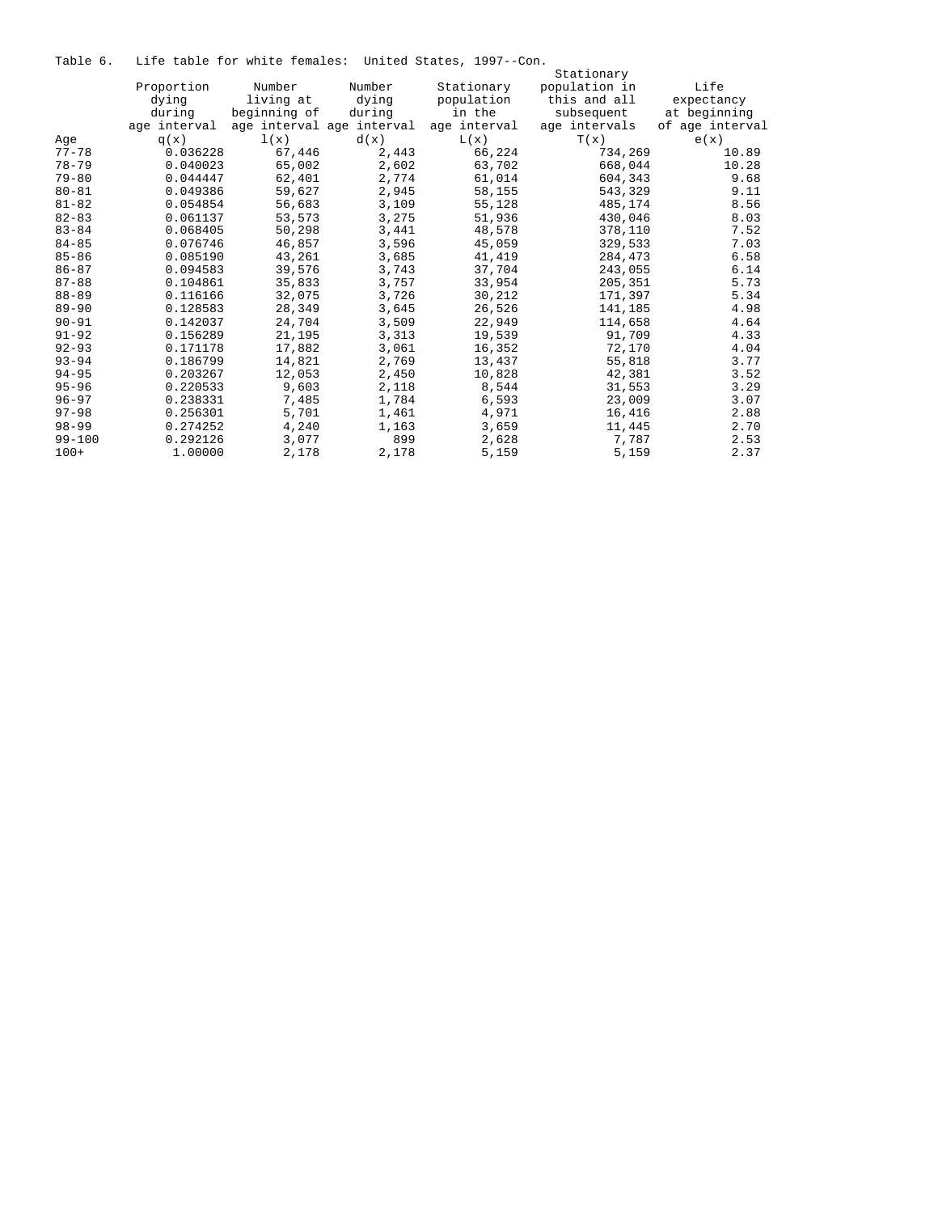Table 6. Life table for white females: United States, 1997--Con.

| Age | Proportion dying during age interval q(x) | Number living at beginning of age interval l(x) | Number dying during age interval d(x) | Stationary population in the age interval L(x) | Stationary population in this and all subsequent age intervals T(x) | Life expectancy at beginning of age interval e(x) |
|---|---|---|---|---|---|---|
| 77-78 | 0.036228 | 67,446 | 2,443 | 66,224 | 734,269 | 10.89 |
| 78-79 | 0.040023 | 65,002 | 2,602 | 63,702 | 668,044 | 10.28 |
| 79-80 | 0.044447 | 62,401 | 2,774 | 61,014 | 604,343 | 9.68 |
| 80-81 | 0.049386 | 59,627 | 2,945 | 58,155 | 543,329 | 9.11 |
| 81-82 | 0.054854 | 56,683 | 3,109 | 55,128 | 485,174 | 8.56 |
| 82-83 | 0.061137 | 53,573 | 3,275 | 51,936 | 430,046 | 8.03 |
| 83-84 | 0.068405 | 50,298 | 3,441 | 48,578 | 378,110 | 7.52 |
| 84-85 | 0.076746 | 46,857 | 3,596 | 45,059 | 329,533 | 7.03 |
| 85-86 | 0.085190 | 43,261 | 3,685 | 41,419 | 284,473 | 6.58 |
| 86-87 | 0.094583 | 39,576 | 3,743 | 37,704 | 243,055 | 6.14 |
| 87-88 | 0.104861 | 35,833 | 3,757 | 33,954 | 205,351 | 5.73 |
| 88-89 | 0.116166 | 32,075 | 3,726 | 30,212 | 171,397 | 5.34 |
| 89-90 | 0.128583 | 28,349 | 3,645 | 26,526 | 141,185 | 4.98 |
| 90-91 | 0.142037 | 24,704 | 3,509 | 22,949 | 114,658 | 4.64 |
| 91-92 | 0.156289 | 21,195 | 3,313 | 19,539 | 91,709 | 4.33 |
| 92-93 | 0.171178 | 17,882 | 3,061 | 16,352 | 72,170 | 4.04 |
| 93-94 | 0.186799 | 14,821 | 2,769 | 13,437 | 55,818 | 3.77 |
| 94-95 | 0.203267 | 12,053 | 2,450 | 10,828 | 42,381 | 3.52 |
| 95-96 | 0.220533 | 9,603 | 2,118 | 8,544 | 31,553 | 3.29 |
| 96-97 | 0.238331 | 7,485 | 1,784 | 6,593 | 23,009 | 3.07 |
| 97-98 | 0.256301 | 5,701 | 1,461 | 4,971 | 16,416 | 2.88 |
| 98-99 | 0.274252 | 4,240 | 1,163 | 3,659 | 11,445 | 2.70 |
| 99-100 | 0.292126 | 3,077 | 899 | 2,628 | 7,787 | 2.53 |
| 100+ | 1.00000 | 2,178 | 2,178 | 5,159 | 5,159 | 2.37 |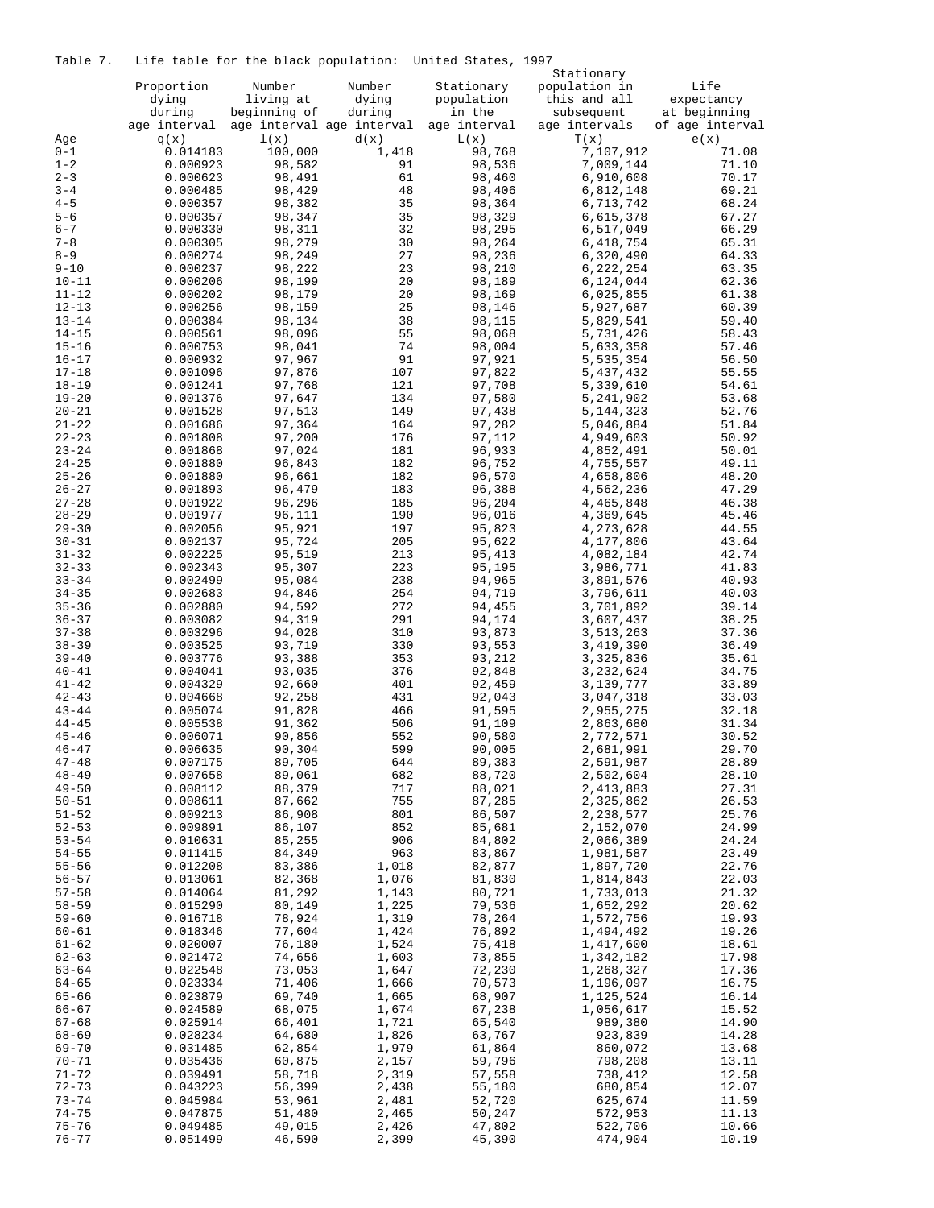Table 7. Life table for the black population: United States, 1997

| Age | Proportion dying during age interval q(x) | Number living at beginning of age interval l(x) | Number dying during age interval d(x) | Stationary population in the age interval L(x) | Stationary population in this and all subsequent age intervals T(x) | Life expectancy at beginning of age interval e(x) |
|---|---|---|---|---|---|---|
| 0-1 | 0.014183 | 100,000 | 1,418 | 98,768 | 7,107,912 | 71.08 |
| 1-2 | 0.000923 | 98,582 | 91 | 98,536 | 7,009,144 | 71.10 |
| 2-3 | 0.000623 | 98,491 | 61 | 98,460 | 6,910,608 | 70.17 |
| 3-4 | 0.000485 | 98,429 | 48 | 98,406 | 6,812,148 | 69.21 |
| 4-5 | 0.000357 | 98,382 | 35 | 98,364 | 6,713,742 | 68.24 |
| 5-6 | 0.000357 | 98,347 | 35 | 98,329 | 6,615,378 | 67.27 |
| 6-7 | 0.000330 | 98,311 | 32 | 98,295 | 6,517,049 | 66.29 |
| 7-8 | 0.000305 | 98,279 | 30 | 98,264 | 6,418,754 | 65.31 |
| 8-9 | 0.000274 | 98,249 | 27 | 98,236 | 6,320,490 | 64.33 |
| 9-10 | 0.000237 | 98,222 | 23 | 98,210 | 6,222,254 | 63.35 |
| 10-11 | 0.000206 | 98,199 | 20 | 98,189 | 6,124,044 | 62.36 |
| 11-12 | 0.000202 | 98,179 | 20 | 98,169 | 6,025,855 | 61.38 |
| 12-13 | 0.000256 | 98,159 | 25 | 98,146 | 5,927,687 | 60.39 |
| 13-14 | 0.000384 | 98,134 | 38 | 98,115 | 5,829,541 | 59.40 |
| 14-15 | 0.000561 | 98,096 | 55 | 98,068 | 5,731,426 | 58.43 |
| 15-16 | 0.000753 | 98,041 | 74 | 98,004 | 5,633,358 | 57.46 |
| 16-17 | 0.000932 | 97,967 | 91 | 97,921 | 5,535,354 | 56.50 |
| 17-18 | 0.001096 | 97,876 | 107 | 97,822 | 5,437,432 | 55.55 |
| 18-19 | 0.001241 | 97,768 | 121 | 97,708 | 5,339,610 | 54.61 |
| 19-20 | 0.001376 | 97,647 | 134 | 97,580 | 5,241,902 | 53.68 |
| 20-21 | 0.001528 | 97,513 | 149 | 97,438 | 5,144,323 | 52.76 |
| 21-22 | 0.001686 | 97,364 | 164 | 97,282 | 5,046,884 | 51.84 |
| 22-23 | 0.001808 | 97,200 | 176 | 97,112 | 4,949,603 | 50.92 |
| 23-24 | 0.001868 | 97,024 | 181 | 96,933 | 4,852,491 | 50.01 |
| 24-25 | 0.001880 | 96,843 | 182 | 96,752 | 4,755,557 | 49.11 |
| 25-26 | 0.001880 | 96,661 | 182 | 96,570 | 4,658,806 | 48.20 |
| 26-27 | 0.001893 | 96,479 | 183 | 96,388 | 4,562,236 | 47.29 |
| 27-28 | 0.001922 | 96,296 | 185 | 96,204 | 4,465,848 | 46.38 |
| 28-29 | 0.001977 | 96,111 | 190 | 96,016 | 4,369,645 | 45.46 |
| 29-30 | 0.002056 | 95,921 | 197 | 95,823 | 4,273,628 | 44.55 |
| 30-31 | 0.002137 | 95,724 | 205 | 95,622 | 4,177,806 | 43.64 |
| 31-32 | 0.002225 | 95,519 | 213 | 95,413 | 4,082,184 | 42.74 |
| 32-33 | 0.002343 | 95,307 | 223 | 95,195 | 3,986,771 | 41.83 |
| 33-34 | 0.002499 | 95,084 | 238 | 94,965 | 3,891,576 | 40.93 |
| 34-35 | 0.002683 | 94,846 | 254 | 94,719 | 3,796,611 | 40.03 |
| 35-36 | 0.002880 | 94,592 | 272 | 94,455 | 3,701,892 | 39.14 |
| 36-37 | 0.003082 | 94,319 | 291 | 94,174 | 3,607,437 | 38.25 |
| 37-38 | 0.003296 | 94,028 | 310 | 93,873 | 3,513,263 | 37.36 |
| 38-39 | 0.003525 | 93,719 | 330 | 93,553 | 3,419,390 | 36.49 |
| 39-40 | 0.003776 | 93,388 | 353 | 93,212 | 3,325,836 | 35.61 |
| 40-41 | 0.004041 | 93,035 | 376 | 92,848 | 3,232,624 | 34.75 |
| 41-42 | 0.004329 | 92,660 | 401 | 92,459 | 3,139,777 | 33.89 |
| 42-43 | 0.004668 | 92,258 | 431 | 92,043 | 3,047,318 | 33.03 |
| 43-44 | 0.005074 | 91,828 | 466 | 91,595 | 2,955,275 | 32.18 |
| 44-45 | 0.005538 | 91,362 | 506 | 91,109 | 2,863,680 | 31.34 |
| 45-46 | 0.006071 | 90,856 | 552 | 90,580 | 2,772,571 | 30.52 |
| 46-47 | 0.006635 | 90,304 | 599 | 90,005 | 2,681,991 | 29.70 |
| 47-48 | 0.007175 | 89,705 | 644 | 89,383 | 2,591,987 | 28.89 |
| 48-49 | 0.007658 | 89,061 | 682 | 88,720 | 2,502,604 | 28.10 |
| 49-50 | 0.008112 | 88,379 | 717 | 88,021 | 2,413,883 | 27.31 |
| 50-51 | 0.008611 | 87,662 | 755 | 87,285 | 2,325,862 | 26.53 |
| 51-52 | 0.009213 | 86,908 | 801 | 86,507 | 2,238,577 | 25.76 |
| 52-53 | 0.009891 | 86,107 | 852 | 85,681 | 2,152,070 | 24.99 |
| 53-54 | 0.010631 | 85,255 | 906 | 84,802 | 2,066,389 | 24.24 |
| 54-55 | 0.011415 | 84,349 | 963 | 83,867 | 1,981,587 | 23.49 |
| 55-56 | 0.012208 | 83,386 | 1,018 | 82,877 | 1,897,720 | 22.76 |
| 56-57 | 0.013061 | 82,368 | 1,076 | 81,830 | 1,814,843 | 22.03 |
| 57-58 | 0.014064 | 81,292 | 1,143 | 80,721 | 1,733,013 | 21.32 |
| 58-59 | 0.015290 | 80,149 | 1,225 | 79,536 | 1,652,292 | 20.62 |
| 59-60 | 0.016718 | 78,924 | 1,319 | 78,264 | 1,572,756 | 19.93 |
| 60-61 | 0.018346 | 77,604 | 1,424 | 76,892 | 1,494,492 | 19.26 |
| 61-62 | 0.020007 | 76,180 | 1,524 | 75,418 | 1,417,600 | 18.61 |
| 62-63 | 0.021472 | 74,656 | 1,603 | 73,855 | 1,342,182 | 17.98 |
| 63-64 | 0.022548 | 73,053 | 1,647 | 72,230 | 1,268,327 | 17.36 |
| 64-65 | 0.023334 | 71,406 | 1,666 | 70,573 | 1,196,097 | 16.75 |
| 65-66 | 0.023879 | 69,740 | 1,665 | 68,907 | 1,125,524 | 16.14 |
| 66-67 | 0.024589 | 68,075 | 1,674 | 67,238 | 1,056,617 | 15.52 |
| 67-68 | 0.025914 | 66,401 | 1,721 | 65,540 | 989,380 | 14.90 |
| 68-69 | 0.028234 | 64,680 | 1,826 | 63,767 | 923,839 | 14.28 |
| 69-70 | 0.031485 | 62,854 | 1,979 | 61,864 | 860,072 | 13.68 |
| 70-71 | 0.035436 | 60,875 | 2,157 | 59,796 | 798,208 | 13.11 |
| 71-72 | 0.039491 | 58,718 | 2,319 | 57,558 | 738,412 | 12.58 |
| 72-73 | 0.043223 | 56,399 | 2,438 | 55,180 | 680,854 | 12.07 |
| 73-74 | 0.045984 | 53,961 | 2,481 | 52,720 | 625,674 | 11.59 |
| 74-75 | 0.047875 | 51,480 | 2,465 | 50,247 | 572,953 | 11.13 |
| 75-76 | 0.049485 | 49,015 | 2,426 | 47,802 | 522,706 | 10.66 |
| 76-77 | 0.051499 | 46,590 | 2,399 | 45,390 | 474,904 | 10.19 |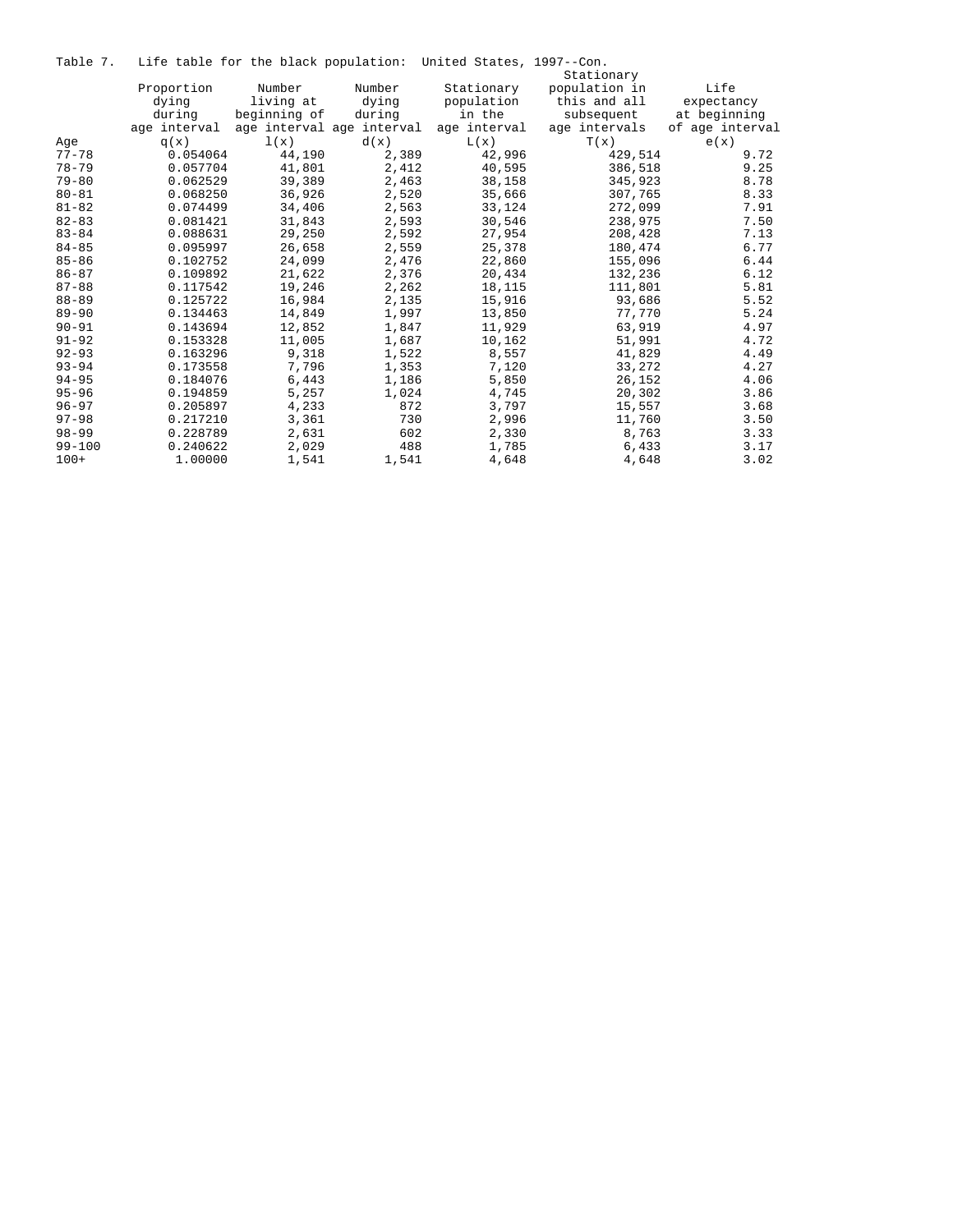Table 7. Life table for the black population: United States, 1997--Con.

| Age | Proportion dying during age interval q(x) | Number living at beginning of age interval l(x) | Number dying during age interval d(x) | Stationary population in the age interval L(x) | Stationary population in this and all subsequent age intervals T(x) | Life expectancy at beginning of age interval e(x) |
|---|---|---|---|---|---|---|
| 77-78 | 0.054064 | 44,190 | 2,389 | 42,996 | 429,514 | 9.72 |
| 78-79 | 0.057704 | 41,801 | 2,412 | 40,595 | 386,518 | 9.25 |
| 79-80 | 0.062529 | 39,389 | 2,463 | 38,158 | 345,923 | 8.78 |
| 80-81 | 0.068250 | 36,926 | 2,520 | 35,666 | 307,765 | 8.33 |
| 81-82 | 0.074499 | 34,406 | 2,563 | 33,124 | 272,099 | 7.91 |
| 82-83 | 0.081421 | 31,843 | 2,593 | 30,546 | 238,975 | 7.50 |
| 83-84 | 0.088631 | 29,250 | 2,592 | 27,954 | 208,428 | 7.13 |
| 84-85 | 0.095997 | 26,658 | 2,559 | 25,378 | 180,474 | 6.77 |
| 85-86 | 0.102752 | 24,099 | 2,476 | 22,860 | 155,096 | 6.44 |
| 86-87 | 0.109892 | 21,622 | 2,376 | 20,434 | 132,236 | 6.12 |
| 87-88 | 0.117542 | 19,246 | 2,262 | 18,115 | 111,801 | 5.81 |
| 88-89 | 0.125722 | 16,984 | 2,135 | 15,916 | 93,686 | 5.52 |
| 89-90 | 0.134463 | 14,849 | 1,997 | 13,850 | 77,770 | 5.24 |
| 90-91 | 0.143694 | 12,852 | 1,847 | 11,929 | 63,919 | 4.97 |
| 91-92 | 0.153328 | 11,005 | 1,687 | 10,162 | 51,991 | 4.72 |
| 92-93 | 0.163296 | 9,318 | 1,522 | 8,557 | 41,829 | 4.49 |
| 93-94 | 0.173558 | 7,796 | 1,353 | 7,120 | 33,272 | 4.27 |
| 94-95 | 0.184076 | 6,443 | 1,186 | 5,850 | 26,152 | 4.06 |
| 95-96 | 0.194859 | 5,257 | 1,024 | 4,745 | 20,302 | 3.86 |
| 96-97 | 0.205897 | 4,233 | 872 | 3,797 | 15,557 | 3.68 |
| 97-98 | 0.217210 | 3,361 | 730 | 2,996 | 11,760 | 3.50 |
| 98-99 | 0.228789 | 2,631 | 602 | 2,330 | 8,763 | 3.33 |
| 99-100 | 0.240622 | 2,029 | 488 | 1,785 | 6,433 | 3.17 |
| 100+ | 1.00000 | 1,541 | 1,541 | 4,648 | 4,648 | 3.02 |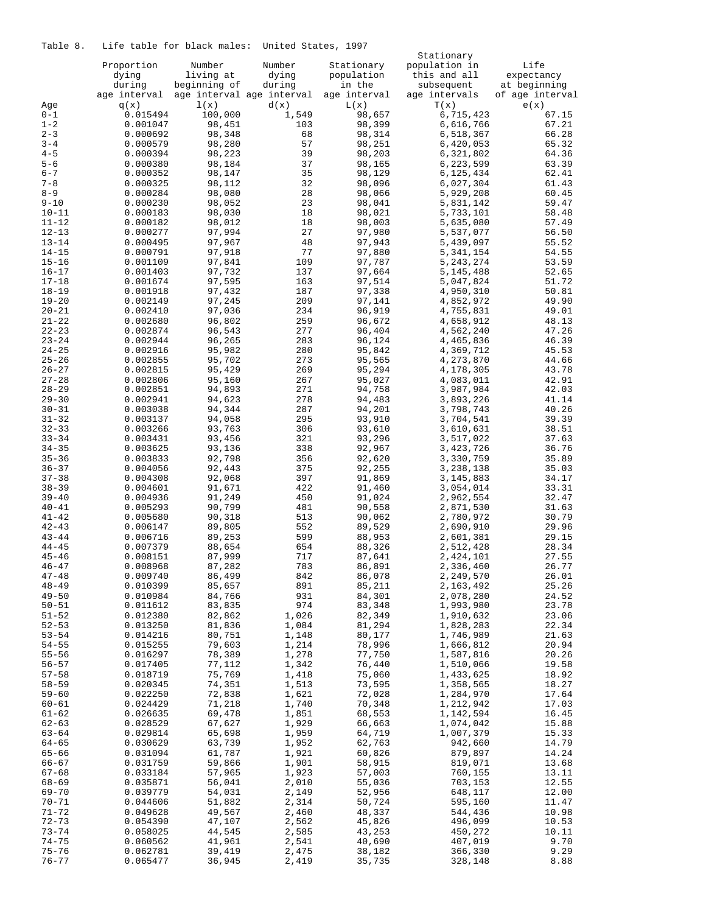Table 8. Life table for black males: United States, 1997

| Age | Proportion dying during age interval q(x) | Number living at beginning of age interval l(x) | Number dying during age interval d(x) | Stationary population in the age interval L(x) | Stationary population in this and all subsequent age intervals T(x) | Life expectancy at beginning of age interval e(x) |
|---|---|---|---|---|---|---|
| 0-1 | 0.015494 | 100,000 | 1,549 | 98,657 | 6,715,423 | 67.15 |
| 1-2 | 0.001047 | 98,451 | 103 | 98,399 | 6,616,766 | 67.21 |
| 2-3 | 0.000692 | 98,348 | 68 | 98,314 | 6,518,367 | 66.28 |
| 3-4 | 0.000579 | 98,280 | 57 | 98,251 | 6,420,053 | 65.32 |
| 4-5 | 0.000394 | 98,223 | 39 | 98,203 | 6,321,802 | 64.36 |
| 5-6 | 0.000380 | 98,184 | 37 | 98,165 | 6,223,599 | 63.39 |
| 6-7 | 0.000352 | 98,147 | 35 | 98,129 | 6,125,434 | 62.41 |
| 7-8 | 0.000325 | 98,112 | 32 | 98,096 | 6,027,304 | 61.43 |
| 8-9 | 0.000284 | 98,080 | 28 | 98,066 | 5,929,208 | 60.45 |
| 9-10 | 0.000230 | 98,052 | 23 | 98,041 | 5,831,142 | 59.47 |
| 10-11 | 0.000183 | 98,030 | 18 | 98,021 | 5,733,101 | 58.48 |
| 11-12 | 0.000182 | 98,012 | 18 | 98,003 | 5,635,080 | 57.49 |
| 12-13 | 0.000277 | 97,994 | 27 | 97,980 | 5,537,077 | 56.50 |
| 13-14 | 0.000495 | 97,967 | 48 | 97,943 | 5,439,097 | 55.52 |
| 14-15 | 0.000791 | 97,918 | 77 | 97,880 | 5,341,154 | 54.55 |
| 15-16 | 0.001109 | 97,841 | 109 | 97,787 | 5,243,274 | 53.59 |
| 16-17 | 0.001403 | 97,732 | 137 | 97,664 | 5,145,488 | 52.65 |
| 17-18 | 0.001674 | 97,595 | 163 | 97,514 | 5,047,824 | 51.72 |
| 18-19 | 0.001918 | 97,432 | 187 | 97,338 | 4,950,310 | 50.81 |
| 19-20 | 0.002149 | 97,245 | 209 | 97,141 | 4,852,972 | 49.90 |
| 20-21 | 0.002410 | 97,036 | 234 | 96,919 | 4,755,831 | 49.01 |
| 21-22 | 0.002680 | 96,802 | 259 | 96,672 | 4,658,912 | 48.13 |
| 22-23 | 0.002874 | 96,543 | 277 | 96,404 | 4,562,240 | 47.26 |
| 23-24 | 0.002944 | 96,265 | 283 | 96,124 | 4,465,836 | 46.39 |
| 24-25 | 0.002916 | 95,982 | 280 | 95,842 | 4,369,712 | 45.53 |
| 25-26 | 0.002855 | 95,702 | 273 | 95,565 | 4,273,870 | 44.66 |
| 26-27 | 0.002815 | 95,429 | 269 | 95,294 | 4,178,305 | 43.78 |
| 27-28 | 0.002806 | 95,160 | 267 | 95,027 | 4,083,011 | 42.91 |
| 28-29 | 0.002851 | 94,893 | 271 | 94,758 | 3,987,984 | 42.03 |
| 29-30 | 0.002941 | 94,623 | 278 | 94,483 | 3,893,226 | 41.14 |
| 30-31 | 0.003038 | 94,344 | 287 | 94,201 | 3,798,743 | 40.26 |
| 31-32 | 0.003137 | 94,058 | 295 | 93,910 | 3,704,541 | 39.39 |
| 32-33 | 0.003266 | 93,763 | 306 | 93,610 | 3,610,631 | 38.51 |
| 33-34 | 0.003431 | 93,456 | 321 | 93,296 | 3,517,022 | 37.63 |
| 34-35 | 0.003625 | 93,136 | 338 | 92,967 | 3,423,726 | 36.76 |
| 35-36 | 0.003833 | 92,798 | 356 | 92,620 | 3,330,759 | 35.89 |
| 36-37 | 0.004056 | 92,443 | 375 | 92,255 | 3,238,138 | 35.03 |
| 37-38 | 0.004308 | 92,068 | 397 | 91,869 | 3,145,883 | 34.17 |
| 38-39 | 0.004601 | 91,671 | 422 | 91,460 | 3,054,014 | 33.31 |
| 39-40 | 0.004936 | 91,249 | 450 | 91,024 | 2,962,554 | 32.47 |
| 40-41 | 0.005293 | 90,799 | 481 | 90,558 | 2,871,530 | 31.63 |
| 41-42 | 0.005680 | 90,318 | 513 | 90,062 | 2,780,972 | 30.79 |
| 42-43 | 0.006147 | 89,805 | 552 | 89,529 | 2,690,910 | 29.96 |
| 43-44 | 0.006716 | 89,253 | 599 | 88,953 | 2,601,381 | 29.15 |
| 44-45 | 0.007379 | 88,654 | 654 | 88,326 | 2,512,428 | 28.34 |
| 45-46 | 0.008151 | 87,999 | 717 | 87,641 | 2,424,101 | 27.55 |
| 46-47 | 0.008968 | 87,282 | 783 | 86,891 | 2,336,460 | 26.77 |
| 47-48 | 0.009740 | 86,499 | 842 | 86,078 | 2,249,570 | 26.01 |
| 48-49 | 0.010399 | 85,657 | 891 | 85,211 | 2,163,492 | 25.26 |
| 49-50 | 0.010984 | 84,766 | 931 | 84,301 | 2,078,280 | 24.52 |
| 50-51 | 0.011612 | 83,835 | 974 | 83,348 | 1,993,980 | 23.78 |
| 51-52 | 0.012380 | 82,862 | 1,026 | 82,349 | 1,910,632 | 23.06 |
| 52-53 | 0.013250 | 81,836 | 1,084 | 81,294 | 1,828,283 | 22.34 |
| 53-54 | 0.014216 | 80,751 | 1,148 | 80,177 | 1,746,989 | 21.63 |
| 54-55 | 0.015255 | 79,603 | 1,214 | 78,996 | 1,666,812 | 20.94 |
| 55-56 | 0.016297 | 78,389 | 1,278 | 77,750 | 1,587,816 | 20.26 |
| 56-57 | 0.017405 | 77,112 | 1,342 | 76,440 | 1,510,066 | 19.58 |
| 57-58 | 0.018719 | 75,769 | 1,418 | 75,060 | 1,433,625 | 18.92 |
| 58-59 | 0.020345 | 74,351 | 1,513 | 73,595 | 1,358,565 | 18.27 |
| 59-60 | 0.022250 | 72,838 | 1,621 | 72,028 | 1,284,970 | 17.64 |
| 60-61 | 0.024429 | 71,218 | 1,740 | 70,348 | 1,212,942 | 17.03 |
| 61-62 | 0.026635 | 69,478 | 1,851 | 68,553 | 1,142,594 | 16.45 |
| 62-63 | 0.028529 | 67,627 | 1,929 | 66,663 | 1,074,042 | 15.88 |
| 63-64 | 0.029814 | 65,698 | 1,959 | 64,719 | 1,007,379 | 15.33 |
| 64-65 | 0.030629 | 63,739 | 1,952 | 62,763 | 942,660 | 14.79 |
| 65-66 | 0.031094 | 61,787 | 1,921 | 60,826 | 879,897 | 14.24 |
| 66-67 | 0.031759 | 59,866 | 1,901 | 58,915 | 819,071 | 13.68 |
| 67-68 | 0.033184 | 57,965 | 1,923 | 57,003 | 760,155 | 13.11 |
| 68-69 | 0.035871 | 56,041 | 2,010 | 55,036 | 703,153 | 12.55 |
| 69-70 | 0.039779 | 54,031 | 2,149 | 52,956 | 648,117 | 12.00 |
| 70-71 | 0.044606 | 51,882 | 2,314 | 50,724 | 595,160 | 11.47 |
| 71-72 | 0.049628 | 49,567 | 2,460 | 48,337 | 544,436 | 10.98 |
| 72-73 | 0.054390 | 47,107 | 2,562 | 45,826 | 496,099 | 10.53 |
| 73-74 | 0.058025 | 44,545 | 2,585 | 43,253 | 450,272 | 10.11 |
| 74-75 | 0.060562 | 41,961 | 2,541 | 40,690 | 407,019 | 9.70 |
| 75-76 | 0.062781 | 39,419 | 2,475 | 38,182 | 366,330 | 9.29 |
| 76-77 | 0.065477 | 36,945 | 2,419 | 35,735 | 328,148 | 8.88 |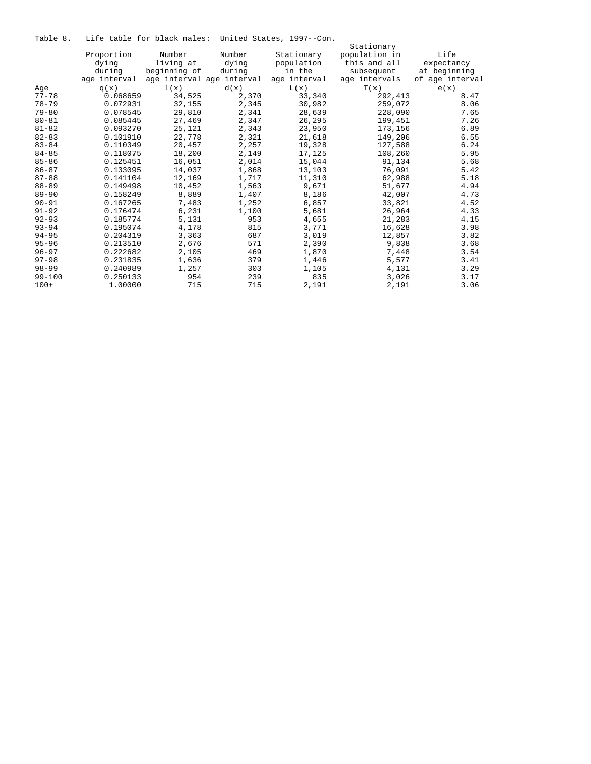Table 8. Life table for black males: United States, 1997--Con.

| Age | Proportion dying during age interval q(x) | Number living at beginning of age interval l(x) | Number dying during age interval d(x) | Stationary population in the age interval L(x) | Stationary population in this and all subsequent age intervals T(x) | Life expectancy at beginning of age interval e(x) |
|---|---|---|---|---|---|---|
| 77-78 | 0.068659 | 34,525 | 2,370 | 33,340 | 292,413 | 8.47 |
| 78-79 | 0.072931 | 32,155 | 2,345 | 30,982 | 259,072 | 8.06 |
| 79-80 | 0.078545 | 29,810 | 2,341 | 28,639 | 228,090 | 7.65 |
| 80-81 | 0.085445 | 27,469 | 2,347 | 26,295 | 199,451 | 7.26 |
| 81-82 | 0.093270 | 25,121 | 2,343 | 23,950 | 173,156 | 6.89 |
| 82-83 | 0.101910 | 22,778 | 2,321 | 21,618 | 149,206 | 6.55 |
| 83-84 | 0.110349 | 20,457 | 2,257 | 19,328 | 127,588 | 6.24 |
| 84-85 | 0.118075 | 18,200 | 2,149 | 17,125 | 108,260 | 5.95 |
| 85-86 | 0.125451 | 16,051 | 2,014 | 15,044 | 91,134 | 5.68 |
| 86-87 | 0.133095 | 14,037 | 1,868 | 13,103 | 76,091 | 5.42 |
| 87-88 | 0.141104 | 12,169 | 1,717 | 11,310 | 62,988 | 5.18 |
| 88-89 | 0.149498 | 10,452 | 1,563 | 9,671 | 51,677 | 4.94 |
| 89-90 | 0.158249 | 8,889 | 1,407 | 8,186 | 42,007 | 4.73 |
| 90-91 | 0.167265 | 7,483 | 1,252 | 6,857 | 33,821 | 4.52 |
| 91-92 | 0.176474 | 6,231 | 1,100 | 5,681 | 26,964 | 4.33 |
| 92-93 | 0.185774 | 5,131 | 953 | 4,655 | 21,283 | 4.15 |
| 93-94 | 0.195074 | 4,178 | 815 | 3,771 | 16,628 | 3.98 |
| 94-95 | 0.204319 | 3,363 | 687 | 3,019 | 12,857 | 3.82 |
| 95-96 | 0.213510 | 2,676 | 571 | 2,390 | 9,838 | 3.68 |
| 96-97 | 0.222682 | 2,105 | 469 | 1,870 | 7,448 | 3.54 |
| 97-98 | 0.231835 | 1,636 | 379 | 1,446 | 5,577 | 3.41 |
| 98-99 | 0.240989 | 1,257 | 303 | 1,105 | 4,131 | 3.29 |
| 99-100 | 0.250133 | 954 | 239 | 835 | 3,026 | 3.17 |
| 100+ | 1.00000 | 715 | 715 | 2,191 | 2,191 | 3.06 |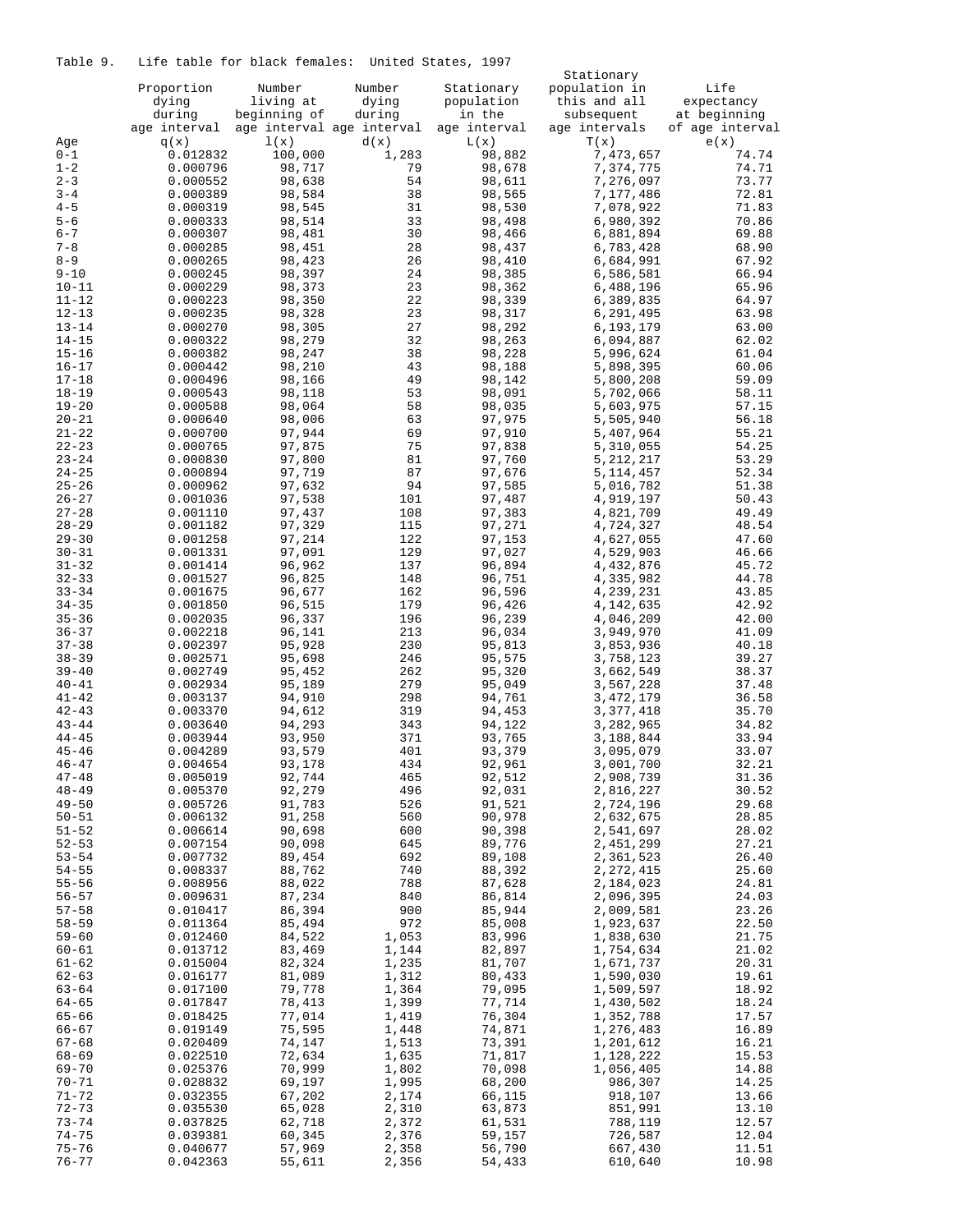Table 9. Life table for black females: United States, 1997

| Age | Proportion dying during age interval q(x) | Number living at beginning of age interval l(x) | Number dying during age interval d(x) | Stationary population in the age interval L(x) | Stationary population in this and all subsequent age intervals T(x) | Life expectancy at beginning of age interval e(x) |
|---|---|---|---|---|---|---|
| 0-1 | 0.012832 | 100,000 | 1,283 | 98,882 | 7,473,657 | 74.74 |
| 1-2 | 0.000796 | 98,717 | 79 | 98,678 | 7,374,775 | 74.71 |
| 2-3 | 0.000552 | 98,638 | 54 | 98,611 | 7,276,097 | 73.77 |
| 3-4 | 0.000389 | 98,584 | 38 | 98,565 | 7,177,486 | 72.81 |
| 4-5 | 0.000319 | 98,545 | 31 | 98,530 | 7,078,922 | 71.83 |
| 5-6 | 0.000333 | 98,514 | 33 | 98,498 | 6,980,392 | 70.86 |
| 6-7 | 0.000307 | 98,481 | 30 | 98,466 | 6,881,894 | 69.88 |
| 7-8 | 0.000285 | 98,451 | 28 | 98,437 | 6,783,428 | 68.90 |
| 8-9 | 0.000265 | 98,423 | 26 | 98,410 | 6,684,991 | 67.92 |
| 9-10 | 0.000245 | 98,397 | 24 | 98,385 | 6,586,581 | 66.94 |
| 10-11 | 0.000229 | 98,373 | 23 | 98,362 | 6,488,196 | 65.96 |
| 11-12 | 0.000223 | 98,350 | 22 | 98,339 | 6,389,835 | 64.97 |
| 12-13 | 0.000235 | 98,328 | 23 | 98,317 | 6,291,495 | 63.98 |
| 13-14 | 0.000270 | 98,305 | 27 | 98,292 | 6,193,179 | 63.00 |
| 14-15 | 0.000322 | 98,279 | 32 | 98,263 | 6,094,887 | 62.02 |
| 15-16 | 0.000382 | 98,247 | 38 | 98,228 | 5,996,624 | 61.04 |
| 16-17 | 0.000442 | 98,210 | 43 | 98,188 | 5,898,395 | 60.06 |
| 17-18 | 0.000496 | 98,166 | 49 | 98,142 | 5,800,208 | 59.09 |
| 18-19 | 0.000543 | 98,118 | 53 | 98,091 | 5,702,066 | 58.11 |
| 19-20 | 0.000588 | 98,064 | 58 | 98,035 | 5,603,975 | 57.15 |
| 20-21 | 0.000640 | 98,006 | 63 | 97,975 | 5,505,940 | 56.18 |
| 21-22 | 0.000700 | 97,944 | 69 | 97,910 | 5,407,964 | 55.21 |
| 22-23 | 0.000765 | 97,875 | 75 | 97,838 | 5,310,055 | 54.25 |
| 23-24 | 0.000830 | 97,800 | 81 | 97,760 | 5,212,217 | 53.29 |
| 24-25 | 0.000894 | 97,719 | 87 | 97,676 | 5,114,457 | 52.34 |
| 25-26 | 0.000962 | 97,632 | 94 | 97,585 | 5,016,782 | 51.38 |
| 26-27 | 0.001036 | 97,538 | 101 | 97,487 | 4,919,197 | 50.43 |
| 27-28 | 0.001110 | 97,437 | 108 | 97,383 | 4,821,709 | 49.49 |
| 28-29 | 0.001182 | 97,329 | 115 | 97,271 | 4,724,327 | 48.54 |
| 29-30 | 0.001258 | 97,214 | 122 | 97,153 | 4,627,055 | 47.60 |
| 30-31 | 0.001331 | 97,091 | 129 | 97,027 | 4,529,903 | 46.66 |
| 31-32 | 0.001414 | 96,962 | 137 | 96,894 | 4,432,876 | 45.72 |
| 32-33 | 0.001527 | 96,825 | 148 | 96,751 | 4,335,982 | 44.78 |
| 33-34 | 0.001675 | 96,677 | 162 | 96,596 | 4,239,231 | 43.85 |
| 34-35 | 0.001850 | 96,515 | 179 | 96,426 | 4,142,635 | 42.92 |
| 35-36 | 0.002035 | 96,337 | 196 | 96,239 | 4,046,209 | 42.00 |
| 36-37 | 0.002218 | 96,141 | 213 | 96,034 | 3,949,970 | 41.09 |
| 37-38 | 0.002397 | 95,928 | 230 | 95,813 | 3,853,936 | 40.18 |
| 38-39 | 0.002571 | 95,698 | 246 | 95,575 | 3,758,123 | 39.27 |
| 39-40 | 0.002749 | 95,452 | 262 | 95,320 | 3,662,549 | 38.37 |
| 40-41 | 0.002934 | 95,189 | 279 | 95,049 | 3,567,228 | 37.48 |
| 41-42 | 0.003137 | 94,910 | 298 | 94,761 | 3,472,179 | 36.58 |
| 42-43 | 0.003370 | 94,612 | 319 | 94,453 | 3,377,418 | 35.70 |
| 43-44 | 0.003640 | 94,293 | 343 | 94,122 | 3,282,965 | 34.82 |
| 44-45 | 0.003944 | 93,950 | 371 | 93,765 | 3,188,844 | 33.94 |
| 45-46 | 0.004289 | 93,579 | 401 | 93,379 | 3,095,079 | 33.07 |
| 46-47 | 0.004654 | 93,178 | 434 | 92,961 | 3,001,700 | 32.21 |
| 47-48 | 0.005019 | 92,744 | 465 | 92,512 | 2,908,739 | 31.36 |
| 48-49 | 0.005370 | 92,279 | 496 | 92,031 | 2,816,227 | 30.52 |
| 49-50 | 0.005726 | 91,783 | 526 | 91,521 | 2,724,196 | 29.68 |
| 50-51 | 0.006132 | 91,258 | 560 | 90,978 | 2,632,675 | 28.85 |
| 51-52 | 0.006614 | 90,698 | 600 | 90,398 | 2,541,697 | 28.02 |
| 52-53 | 0.007154 | 90,098 | 645 | 89,776 | 2,451,299 | 27.21 |
| 53-54 | 0.007732 | 89,454 | 692 | 89,108 | 2,361,523 | 26.40 |
| 54-55 | 0.008337 | 88,762 | 740 | 88,392 | 2,272,415 | 25.60 |
| 55-56 | 0.008956 | 88,022 | 788 | 87,628 | 2,184,023 | 24.81 |
| 56-57 | 0.009631 | 87,234 | 840 | 86,814 | 2,096,395 | 24.03 |
| 57-58 | 0.010417 | 86,394 | 900 | 85,944 | 2,009,581 | 23.26 |
| 58-59 | 0.011364 | 85,494 | 972 | 85,008 | 1,923,637 | 22.50 |
| 59-60 | 0.012460 | 84,522 | 1,053 | 83,996 | 1,838,630 | 21.75 |
| 60-61 | 0.013712 | 83,469 | 1,144 | 82,897 | 1,754,634 | 21.02 |
| 61-62 | 0.015004 | 82,324 | 1,235 | 81,707 | 1,671,737 | 20.31 |
| 62-63 | 0.016177 | 81,089 | 1,312 | 80,433 | 1,590,030 | 19.61 |
| 63-64 | 0.017100 | 79,778 | 1,364 | 79,095 | 1,509,597 | 18.92 |
| 64-65 | 0.017847 | 78,413 | 1,399 | 77,714 | 1,430,502 | 18.24 |
| 65-66 | 0.018425 | 77,014 | 1,419 | 76,304 | 1,352,788 | 17.57 |
| 66-67 | 0.019149 | 75,595 | 1,448 | 74,871 | 1,276,483 | 16.89 |
| 67-68 | 0.020409 | 74,147 | 1,513 | 73,391 | 1,201,612 | 16.21 |
| 68-69 | 0.022510 | 72,634 | 1,635 | 71,817 | 1,128,222 | 15.53 |
| 69-70 | 0.025376 | 70,999 | 1,802 | 70,098 | 1,056,405 | 14.88 |
| 70-71 | 0.028832 | 69,197 | 1,995 | 68,200 | 986,307 | 14.25 |
| 71-72 | 0.032355 | 67,202 | 2,174 | 66,115 | 918,107 | 13.66 |
| 72-73 | 0.035530 | 65,028 | 2,310 | 63,873 | 851,991 | 13.10 |
| 73-74 | 0.037825 | 62,718 | 2,372 | 61,531 | 788,119 | 12.57 |
| 74-75 | 0.039381 | 60,345 | 2,376 | 59,157 | 726,587 | 12.04 |
| 75-76 | 0.040677 | 57,969 | 2,358 | 56,790 | 667,430 | 11.51 |
| 76-77 | 0.042363 | 55,611 | 2,356 | 54,433 | 610,640 | 10.98 |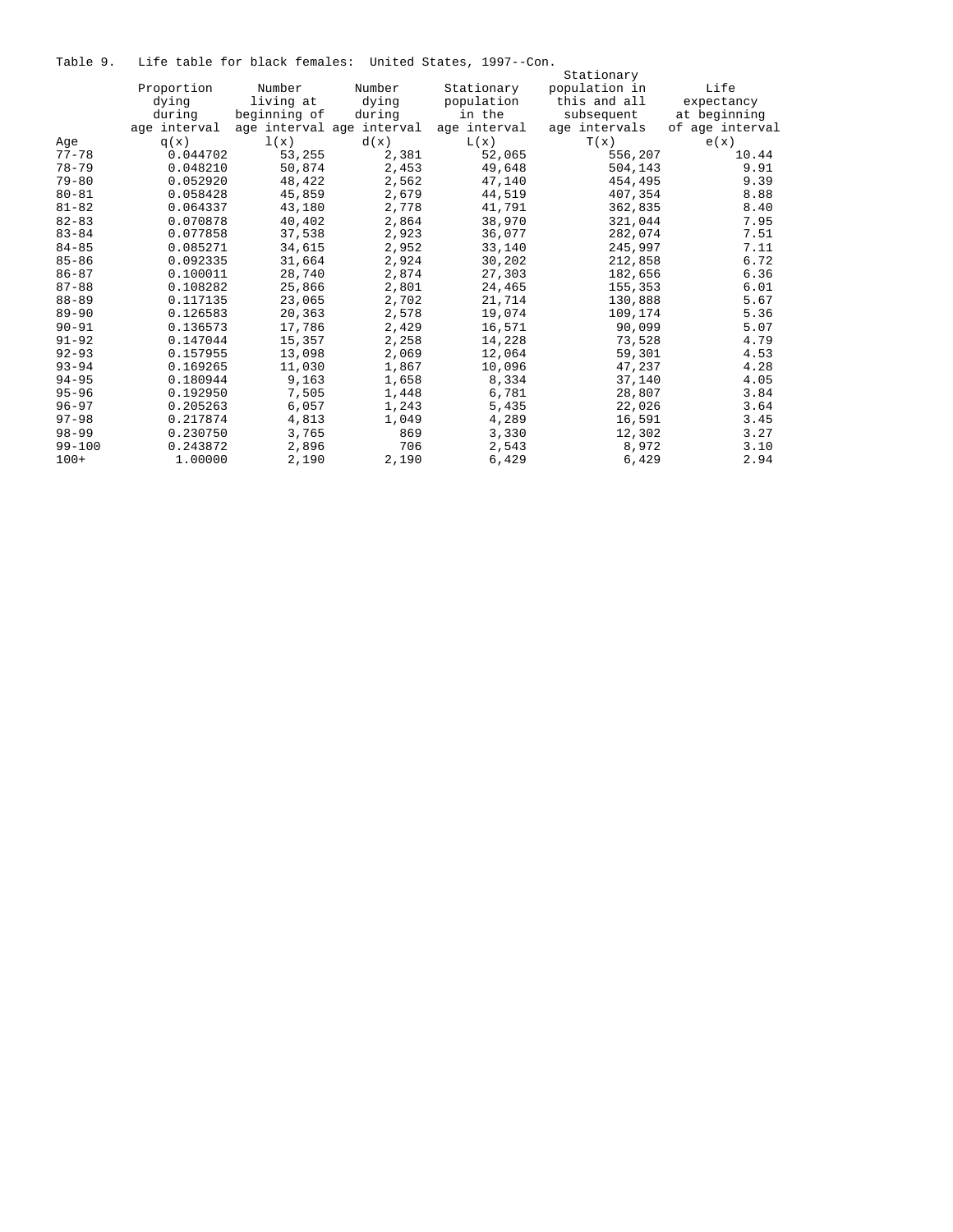Table 9. Life table for black females: United States, 1997--Con.

| Age | Proportion dying during age interval q(x) | Number living at beginning of age interval l(x) | Number dying during age interval d(x) | Stationary population in the age interval L(x) | Stationary population in this and all subsequent age intervals T(x) | Life expectancy at beginning of age interval e(x) |
|---|---|---|---|---|---|---|
| 77-78 | 0.044702 | 53,255 | 2,381 | 52,065 | 556,207 | 10.44 |
| 78-79 | 0.048210 | 50,874 | 2,453 | 49,648 | 504,143 | 9.91 |
| 79-80 | 0.052920 | 48,422 | 2,562 | 47,140 | 454,495 | 9.39 |
| 80-81 | 0.058428 | 45,859 | 2,679 | 44,519 | 407,354 | 8.88 |
| 81-82 | 0.064337 | 43,180 | 2,778 | 41,791 | 362,835 | 8.40 |
| 82-83 | 0.070878 | 40,402 | 2,864 | 38,970 | 321,044 | 7.95 |
| 83-84 | 0.077858 | 37,538 | 2,923 | 36,077 | 282,074 | 7.51 |
| 84-85 | 0.085271 | 34,615 | 2,952 | 33,140 | 245,997 | 7.11 |
| 85-86 | 0.092335 | 31,664 | 2,924 | 30,202 | 212,858 | 6.72 |
| 86-87 | 0.100011 | 28,740 | 2,874 | 27,303 | 182,656 | 6.36 |
| 87-88 | 0.108282 | 25,866 | 2,801 | 24,465 | 155,353 | 6.01 |
| 88-89 | 0.117135 | 23,065 | 2,702 | 21,714 | 130,888 | 5.67 |
| 89-90 | 0.126583 | 20,363 | 2,578 | 19,074 | 109,174 | 5.36 |
| 90-91 | 0.136573 | 17,786 | 2,429 | 16,571 | 90,099 | 5.07 |
| 91-92 | 0.147044 | 15,357 | 2,258 | 14,228 | 73,528 | 4.79 |
| 92-93 | 0.157955 | 13,098 | 2,069 | 12,064 | 59,301 | 4.53 |
| 93-94 | 0.169265 | 11,030 | 1,867 | 10,096 | 47,237 | 4.28 |
| 94-95 | 0.180944 | 9,163 | 1,658 | 8,334 | 37,140 | 4.05 |
| 95-96 | 0.192950 | 7,505 | 1,448 | 6,781 | 28,807 | 3.84 |
| 96-97 | 0.205263 | 6,057 | 1,243 | 5,435 | 22,026 | 3.64 |
| 97-98 | 0.217874 | 4,813 | 1,049 | 4,289 | 16,591 | 3.45 |
| 98-99 | 0.230750 | 3,765 | 869 | 3,330 | 12,302 | 3.27 |
| 99-100 | 0.243872 | 2,896 | 706 | 2,543 | 8,972 | 3.10 |
| 100+ | 1.00000 | 2,190 | 2,190 | 6,429 | 6,429 | 2.94 |